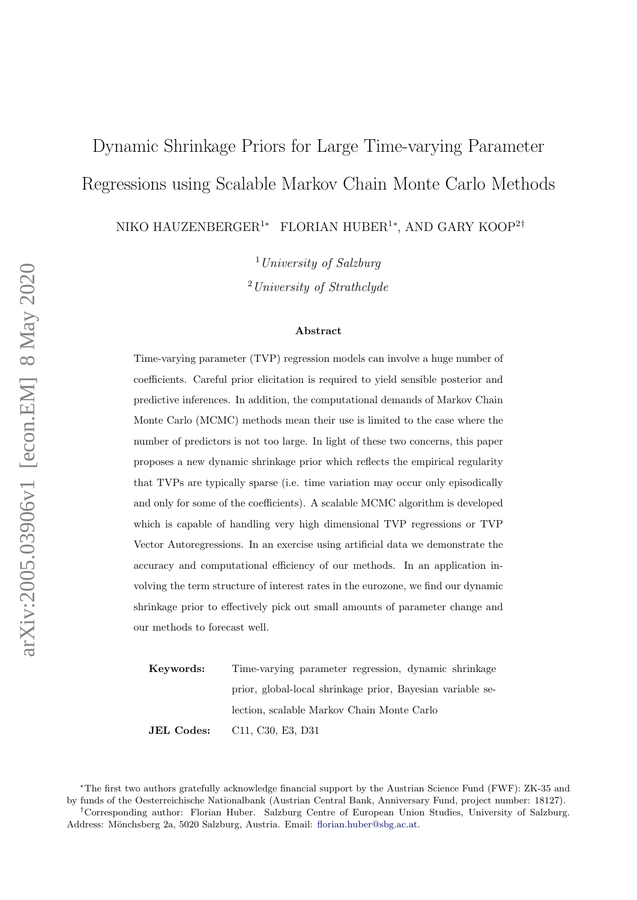# Dynamic Shrinkage Priors for Large Time-varying Parameter Regressions using Scalable Markov Chain Monte Carlo Methods

NIKO HAUZENBERGER[1*] FLORIAN HUBER[1*], AND GARY KOOP[2†]

[1] *University of Salzburg*

[2] *University of Strathclyde*

### Abstract

Time-varying parameter (TVP) regression models can involve a huge number of coefficients. Careful prior elicitation is required to yield sensible posterior and predictive inferences. In addition, the computational demands of Markov Chain Monte Carlo (MCMC) methods mean their use is limited to the case where the number of predictors is not too large. In light of these two concerns, this paper proposes a new dynamic shrinkage prior which reflects the empirical regularity that TVPs are typically sparse (i.e. time variation may occur only episodically and only for some of the coefficients). A scalable MCMC algorithm is developed which is capable of handling very high dimensional TVP regressions or TVP Vector Autoregressions. In an exercise using artificial data we demonstrate the accuracy and computational efficiency of our methods. In an application involving the term structure of interest rates in the eurozone, we find our dynamic shrinkage prior to effectively pick out small amounts of parameter change and our methods to forecast well.

**Keywords:** Time-varying parameter regression, dynamic shrinkage prior, global-local shrinkage prior, Bayesian variable selection, scalable Markov Chain Monte Carlo

**JEL Codes:** C11, C30, E3, D31

[*] The first two authors gratefully acknowledge financial support by the Austrian Science Fund (FWF): ZK-35 and by funds of the Oesterreichische Nationalbank (Austrian Central Bank, Anniversary Fund, project number: 18127).

[†] Corresponding author: Florian Huber. Salzburg Centre of European Union Studies, University of Salzburg. Address: Mönchsberg 2a, 5020 Salzburg, Austria. Email: florian.huber@sbg.ac.at.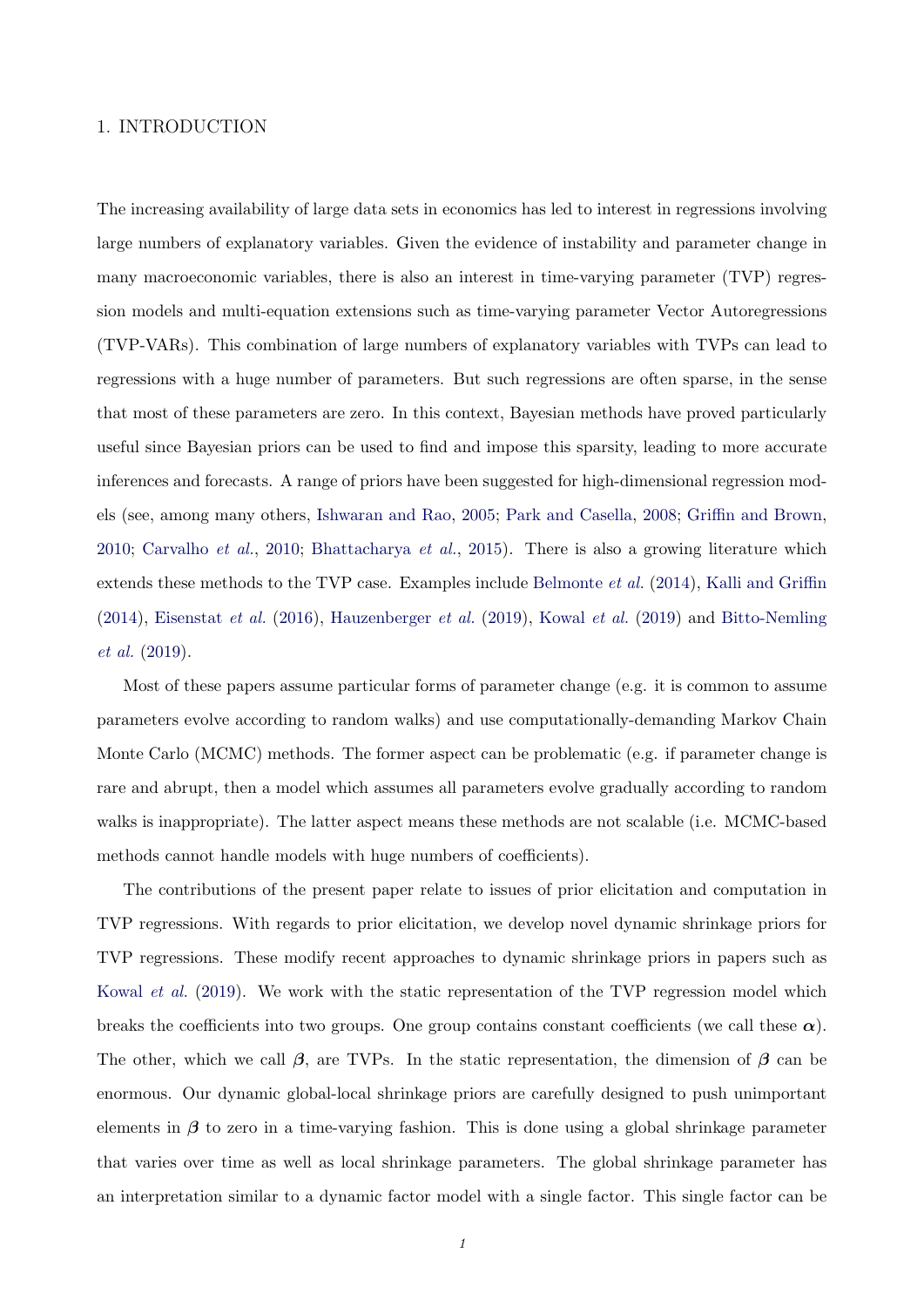# 1. INTRODUCTION

The increasing availability of large data sets in economics has led to interest in regressions involving large numbers of explanatory variables. Given the evidence of instability and parameter change in many macroeconomic variables, there is also an interest in time-varying parameter (TVP) regression models and multi-equation extensions such as time-varying parameter Vector Autoregressions (TVP-VARs). This combination of large numbers of explanatory variables with TVPs can lead to regressions with a huge number of parameters. But such regressions are often sparse, in the sense that most of these parameters are zero. In this context, Bayesian methods have proved particularly useful since Bayesian priors can be used to find and impose this sparsity, leading to more accurate inferences and forecasts. A range of priors have been suggested for high-dimensional regression models (see, among many others, Ishwaran and Rao, 2005; Park and Casella, 2008; Griffin and Brown, 2010; Carvalho *et al.*, 2010; Bhattacharya *et al.*, 2015). There is also a growing literature which extends these methods to the TVP case. Examples include Belmonte *et al.* (2014), Kalli and Griffin (2014), Eisenstat *et al.* (2016), Hauzenberger *et al.* (2019), Kowal *et al.* (2019) and Bitto-Nemling *et al.* (2019).

Most of these papers assume particular forms of parameter change (e.g. it is common to assume parameters evolve according to random walks) and use computationally-demanding Markov Chain Monte Carlo (MCMC) methods. The former aspect can be problematic (e.g. if parameter change is rare and abrupt, then a model which assumes all parameters evolve gradually according to random walks is inappropriate). The latter aspect means these methods are not scalable (i.e. MCMC-based methods cannot handle models with huge numbers of coefficients).

The contributions of the present paper relate to issues of prior elicitation and computation in TVP regressions. With regards to prior elicitation, we develop novel dynamic shrinkage priors for TVP regressions. These modify recent approaches to dynamic shrinkage priors in papers such as Kowal *et al.* (2019). We work with the static representation of the TVP regression model which breaks the coefficients into two groups. One group contains constant coefficients (we call these $\boldsymbol{\alpha}$). The other, which we call $\boldsymbol{\beta}$, are TVPs. In the static representation, the dimension of $\boldsymbol{\beta}$ can be enormous. Our dynamic global-local shrinkage priors are carefully designed to push unimportant elements in $\boldsymbol{\beta}$ to zero in a time-varying fashion. This is done using a global shrinkage parameter that varies over time as well as local shrinkage parameters. The global shrinkage parameter has an interpretation similar to a dynamic factor model with a single factor. This single factor can be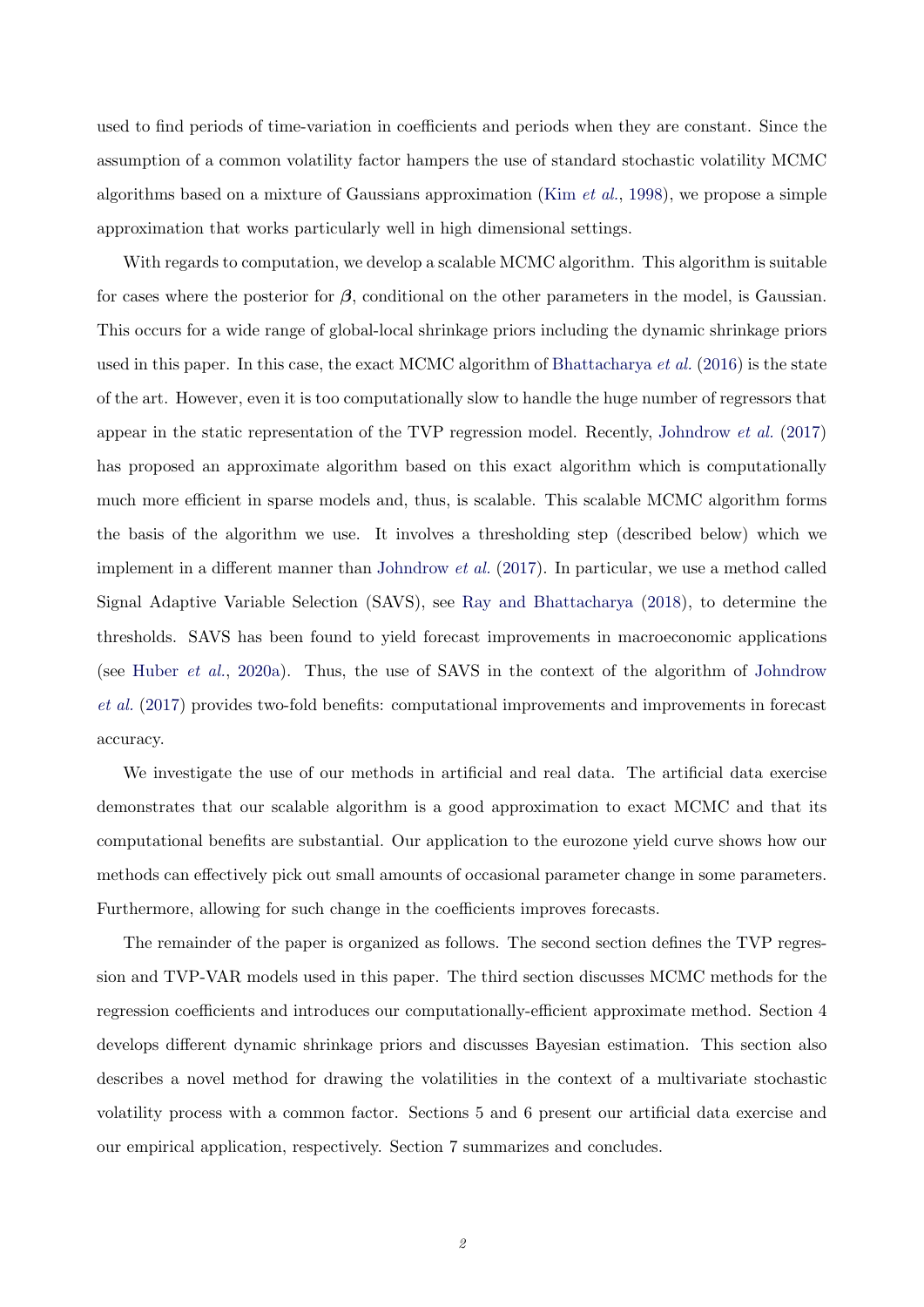used to find periods of time-variation in coefficients and periods when they are constant. Since the assumption of a common volatility factor hampers the use of standard stochastic volatility MCMC algorithms based on a mixture of Gaussians approximation (Kim *et al.*, 1998), we propose a simple approximation that works particularly well in high dimensional settings.

With regards to computation, we develop a scalable MCMC algorithm. This algorithm is suitable for cases where the posterior for $\boldsymbol{\beta}$, conditional on the other parameters in the model, is Gaussian. This occurs for a wide range of global-local shrinkage priors including the dynamic shrinkage priors used in this paper. In this case, the exact MCMC algorithm of Bhattacharya *et al.* (2016) is the state of the art. However, even it is too computationally slow to handle the huge number of regressors that appear in the static representation of the TVP regression model. Recently, Johndrow *et al.* (2017) has proposed an approximate algorithm based on this exact algorithm which is computationally much more efficient in sparse models and, thus, is scalable. This scalable MCMC algorithm forms the basis of the algorithm we use. It involves a thresholding step (described below) which we implement in a different manner than Johndrow *et al.* (2017). In particular, we use a method called Signal Adaptive Variable Selection (SAVS), see Ray and Bhattacharya (2018), to determine the thresholds. SAVS has been found to yield forecast improvements in macroeconomic applications (see Huber *et al.*, 2020a). Thus, the use of SAVS in the context of the algorithm of Johndrow *et al.* (2017) provides two-fold benefits: computational improvements and improvements in forecast accuracy.

We investigate the use of our methods in artificial and real data. The artificial data exercise demonstrates that our scalable algorithm is a good approximation to exact MCMC and that its computational benefits are substantial. Our application to the eurozone yield curve shows how our methods can effectively pick out small amounts of occasional parameter change in some parameters. Furthermore, allowing for such change in the coefficients improves forecasts.

The remainder of the paper is organized as follows. The second section defines the TVP regression and TVP-VAR models used in this paper. The third section discusses MCMC methods for the regression coefficients and introduces our computationally-efficient approximate method. Section 4 develops different dynamic shrinkage priors and discusses Bayesian estimation. This section also describes a novel method for drawing the volatilities in the context of a multivariate stochastic volatility process with a common factor. Sections 5 and 6 present our artificial data exercise and our empirical application, respectively. Section 7 summarizes and concludes.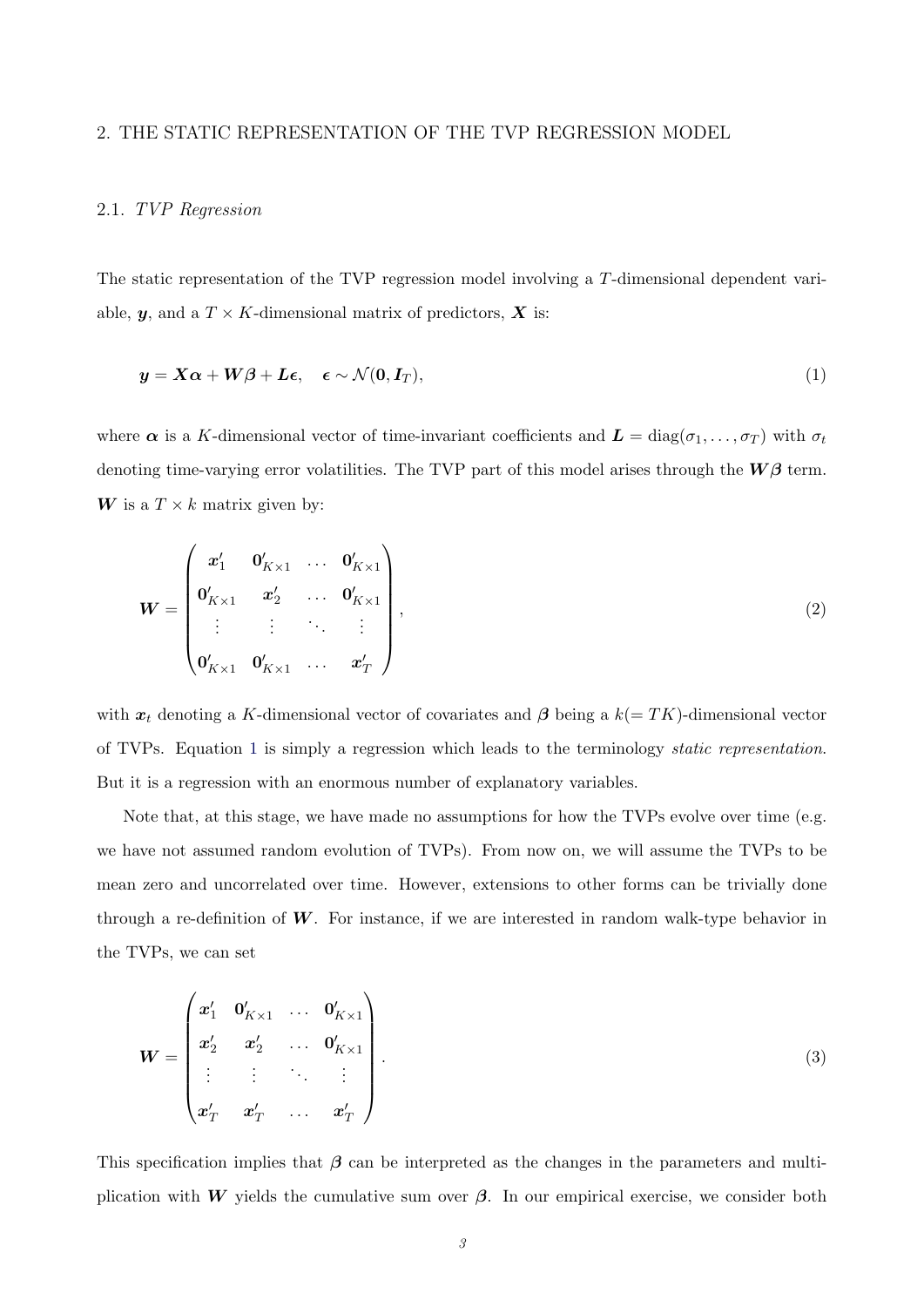## 2. THE STATIC REPRESENTATION OF THE TVP REGRESSION MODEL

### 2.1. *TVP Regression*

The static representation of the TVP regression model involving a $T$-dimensional dependent variable, $\boldsymbol{y}$, and a $T \times K$-dimensional matrix of predictors, $\boldsymbol{X}$ is:

$$\boldsymbol{y} = \boldsymbol{X}\boldsymbol{\alpha} + \boldsymbol{W}\boldsymbol{\beta} + \boldsymbol{L}\boldsymbol{\epsilon}, \quad \boldsymbol{\epsilon} \sim \mathcal{N}(\boldsymbol{0}, \boldsymbol{I}_T), \tag{1}$$

where $\boldsymbol{\alpha}$ is a $K$-dimensional vector of time-invariant coefficients and $\boldsymbol{L} = \text{diag}(\sigma_1, \dots, \sigma_T)$ with $\sigma_t$ denoting time-varying error volatilities. The TVP part of this model arises through the $\boldsymbol{W}\boldsymbol{\beta}$ term. $\boldsymbol{W}$ is a $T \times k$ matrix given by:

$$\boldsymbol{W} = \begin{pmatrix} \boldsymbol{x}_1' & \boldsymbol{0}_{K\times 1}' & \dots & \boldsymbol{0}_{K\times 1}' \\ \boldsymbol{0}_{K\times 1}' & \boldsymbol{x}_2' & \dots & \boldsymbol{0}_{K\times 1}' \\ \vdots & \vdots & \ddots & \vdots \\ \boldsymbol{0}_{K\times 1}' & \boldsymbol{0}_{K\times 1}' & \dots & \boldsymbol{x}_T' \end{pmatrix}, \tag{2}$$

with $\boldsymbol{x}_t$ denoting a $K$-dimensional vector of covariates and $\boldsymbol{\beta}$ being a $k(= TK)$-dimensional vector of TVPs. Equation 1 is simply a regression which leads to the terminology *static representation*. But it is a regression with an enormous number of explanatory variables.

Note that, at this stage, we have made no assumptions for how the TVPs evolve over time (e.g. we have not assumed random evolution of TVPs). From now on, we will assume the TVPs to be mean zero and uncorrelated over time. However, extensions to other forms can be trivially done through a re-definition of $\boldsymbol{W}$. For instance, if we are interested in random walk-type behavior in the TVPs, we can set

$$\boldsymbol{W} = \begin{pmatrix} \boldsymbol{x}_1' & \boldsymbol{0}_{K\times 1}' & \dots & \boldsymbol{0}_{K\times 1}' \\ \boldsymbol{x}_2' & \boldsymbol{x}_2' & \dots & \boldsymbol{0}_{K\times 1}' \\ \vdots & \vdots & \ddots & \vdots \\ \boldsymbol{x}_T' & \boldsymbol{x}_T' & \dots & \boldsymbol{x}_T' \end{pmatrix}. \tag{3}$$

This specification implies that $\boldsymbol{\beta}$ can be interpreted as the changes in the parameters and multiplication with $\boldsymbol{W}$ yields the cumulative sum over $\boldsymbol{\beta}$. In our empirical exercise, we consider both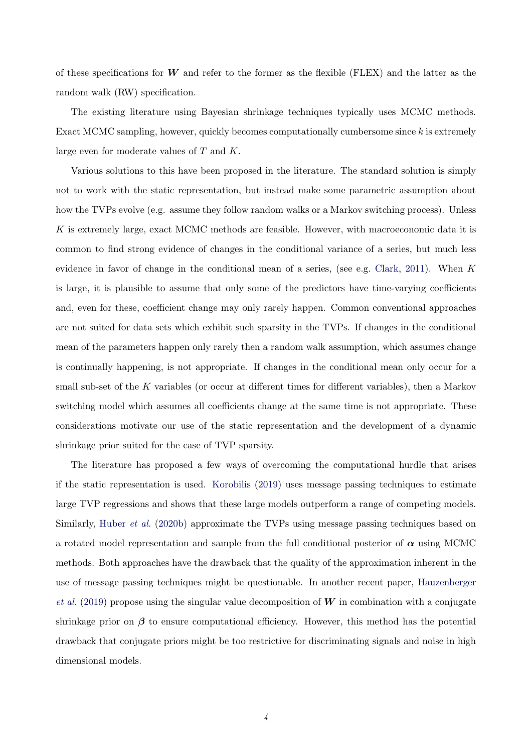of these specifications for $\boldsymbol{W}$ and refer to the former as the flexible (FLEX) and the latter as the random walk (RW) specification.

The existing literature using Bayesian shrinkage techniques typically uses MCMC methods. Exact MCMC sampling, however, quickly becomes computationally cumbersome since $k$ is extremely large even for moderate values of $T$ and $K$.

Various solutions to this have been proposed in the literature. The standard solution is simply not to work with the static representation, but instead make some parametric assumption about how the TVPs evolve (e.g. assume they follow random walks or a Markov switching process). Unless $K$ is extremely large, exact MCMC methods are feasible. However, with macroeconomic data it is common to find strong evidence of changes in the conditional variance of a series, but much less evidence in favor of change in the conditional mean of a series, (see e.g. Clark, 2011). When $K$ is large, it is plausible to assume that only some of the predictors have time-varying coefficients and, even for these, coefficient change may only rarely happen. Common conventional approaches are not suited for data sets which exhibit such sparsity in the TVPs. If changes in the conditional mean of the parameters happen only rarely then a random walk assumption, which assumes change is continually happening, is not appropriate. If changes in the conditional mean only occur for a small sub-set of the $K$ variables (or occur at different times for different variables), then a Markov switching model which assumes all coefficients change at the same time is not appropriate. These considerations motivate our use of the static representation and the development of a dynamic shrinkage prior suited for the case of TVP sparsity.

The literature has proposed a few ways of overcoming the computational hurdle that arises if the static representation is used. Korobilis (2019) uses message passing techniques to estimate large TVP regressions and shows that these large models outperform a range of competing models. Similarly, Huber *et al.* (2020b) approximate the TVPs using message passing techniques based on a rotated model representation and sample from the full conditional posterior of $\boldsymbol{\alpha}$ using MCMC methods. Both approaches have the drawback that the quality of the approximation inherent in the use of message passing techniques might be questionable. In another recent paper, Hauzenberger *et al.* (2019) propose using the singular value decomposition of $\boldsymbol{W}$ in combination with a conjugate shrinkage prior on $\boldsymbol{\beta}$ to ensure computational efficiency. However, this method has the potential drawback that conjugate priors might be too restrictive for discriminating signals and noise in high dimensional models.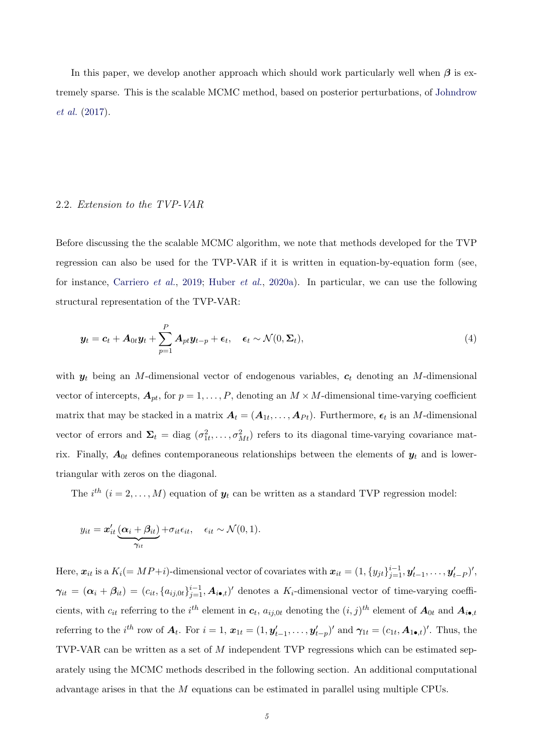In this paper, we develop another approach which should work particularly well when $\boldsymbol{\beta}$ is extremely sparse. This is the scalable MCMC method, based on posterior perturbations, of Johndrow *et al.* (2017).

## 2.2. *Extension to the TVP-VAR*

Before discussing the the scalable MCMC algorithm, we note that methods developed for the TVP regression can also be used for the TVP-VAR if it is written in equation-by-equation form (see, for instance, Carriero *et al.*, 2019; Huber *et al.*, 2020a). In particular, we can use the following structural representation of the TVP-VAR:

$$\boldsymbol{y}_t = \boldsymbol{c}_t + \boldsymbol{A}_{0t}\boldsymbol{y}_t + \sum_{p=1}^{P} \boldsymbol{A}_{pt}\boldsymbol{y}_{t-p} + \boldsymbol{\epsilon}_t, \quad \boldsymbol{\epsilon}_t \sim \mathcal{N}(0, \boldsymbol{\Sigma}_t), \tag{4}$$

with $\boldsymbol{y}_t$ being an $M$-dimensional vector of endogenous variables, $\boldsymbol{c}_t$ denoting an $M$-dimensional vector of intercepts, $\boldsymbol{A}_{pt}$, for $p = 1, \dots, P$, denoting an $M \times M$-dimensional time-varying coefficient matrix that may be stacked in a matrix $\boldsymbol{A}_t = (\boldsymbol{A}_{1t}, \dots, \boldsymbol{A}_{Pt})$. Furthermore, $\boldsymbol{\epsilon}_t$ is an $M$-dimensional vector of errors and $\boldsymbol{\Sigma}_t = \text{diag}\,(\sigma^2_{1t}, \dots, \sigma^2_{Mt})$ refers to its diagonal time-varying covariance matrix. Finally, $\boldsymbol{A}_{0t}$ defines contemporaneous relationships between the elements of $\boldsymbol{y}_t$ and is lower-triangular with zeros on the diagonal.

The $i^{th}$ $(i = 2, \dots, M)$ equation of $\boldsymbol{y}_t$ can be written as a standard TVP regression model:

$$y_{it} = \boldsymbol{x}'_{it} \underbrace{(\boldsymbol{\alpha}_i + \boldsymbol{\beta}_{it})}_{\boldsymbol{\gamma}_{it}} + \sigma_{it}\epsilon_{it}, \quad \epsilon_{it} \sim \mathcal{N}(0, 1).$$

Here, $\boldsymbol{x}_{it}$ is a $K_i(= MP+i)$-dimensional vector of covariates with $\boldsymbol{x}_{it} = (1, \{y_{jt}\}_{j=1}^{i-1}, \boldsymbol{y}'_{t-1}, \dots, \boldsymbol{y}'_{t-P})'$, $\boldsymbol{\gamma}_{it} = (\boldsymbol{\alpha}_i + \boldsymbol{\beta}_{it}) = (c_{it}, \{a_{ij,0t}\}_{j=1}^{i-1}, \boldsymbol{A}_{i\bullet,t})'$ denotes a $K_i$-dimensional vector of time-varying coefficients, with $c_{it}$ referring to the $i^{th}$ element in $\boldsymbol{c}_t$, $a_{ij,0t}$ denoting the $(i,j)^{th}$ element of $\boldsymbol{A}_{0t}$ and $\boldsymbol{A}_{i\bullet,t}$ referring to the $i^{th}$ row of $\boldsymbol{A}_t$. For $i = 1$, $\boldsymbol{x}_{1t} = (1, \boldsymbol{y}'_{t-1}, \dots, \boldsymbol{y}'_{t-p})'$ and $\boldsymbol{\gamma}_{1t} = (c_{1t}, \boldsymbol{A}_{1\bullet,t})'$. Thus, the TVP-VAR can be written as a set of $M$ independent TVP regressions which can be estimated separately using the MCMC methods described in the following section. An additional computational advantage arises in that the $M$ equations can be estimated in parallel using multiple CPUs.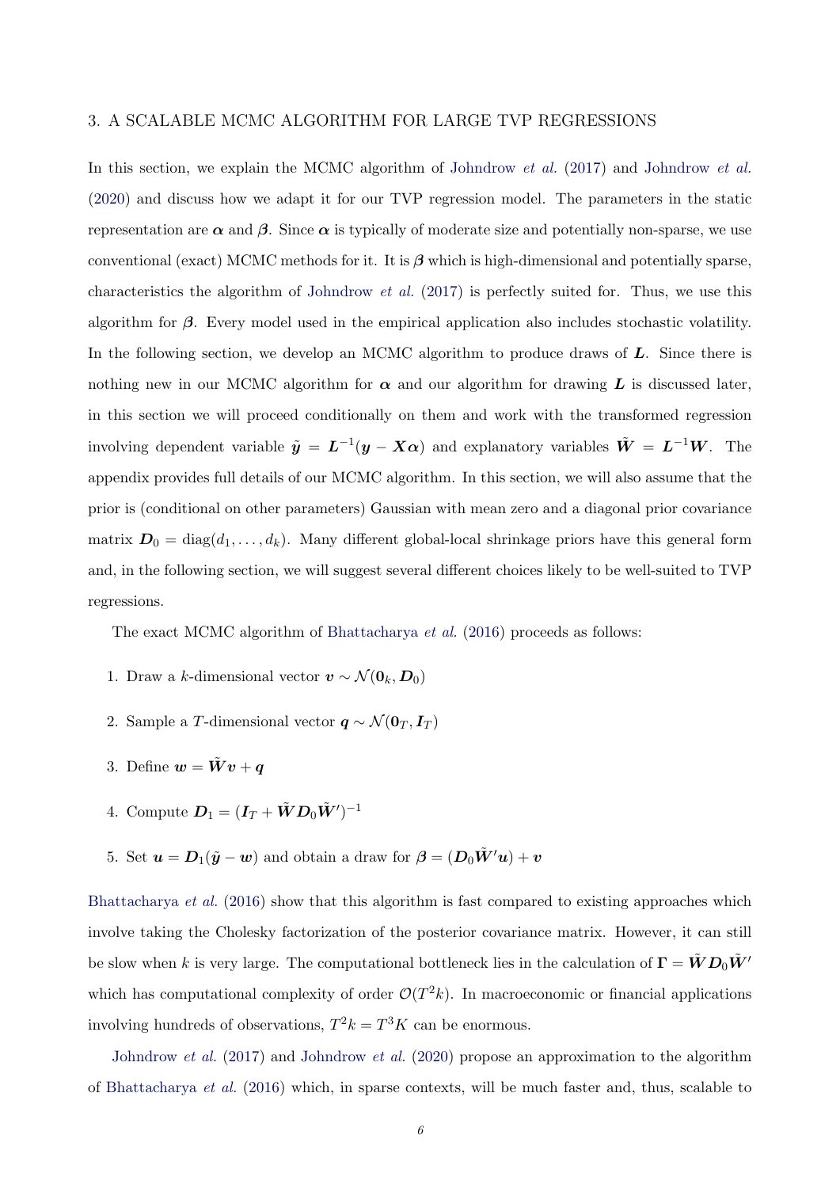## 3. A SCALABLE MCMC ALGORITHM FOR LARGE TVP REGRESSIONS

In this section, we explain the MCMC algorithm of Johndrow *et al.* (2017) and Johndrow *et al.* (2020) and discuss how we adapt it for our TVP regression model. The parameters in the static representation are $\boldsymbol{\alpha}$ and $\boldsymbol{\beta}$. Since $\boldsymbol{\alpha}$ is typically of moderate size and potentially non-sparse, we use conventional (exact) MCMC methods for it. It is $\boldsymbol{\beta}$ which is high-dimensional and potentially sparse, characteristics the algorithm of Johndrow *et al.* (2017) is perfectly suited for. Thus, we use this algorithm for $\boldsymbol{\beta}$. Every model used in the empirical application also includes stochastic volatility. In the following section, we develop an MCMC algorithm to produce draws of $\boldsymbol{L}$. Since there is nothing new in our MCMC algorithm for $\boldsymbol{\alpha}$ and our algorithm for drawing $\boldsymbol{L}$ is discussed later, in this section we will proceed conditionally on them and work with the transformed regression involving dependent variable $\tilde{\boldsymbol{y}} = \boldsymbol{L}^{-1}(\boldsymbol{y} - \boldsymbol{X}\boldsymbol{\alpha})$ and explanatory variables $\tilde{\boldsymbol{W}} = \boldsymbol{L}^{-1}\boldsymbol{W}$. The appendix provides full details of our MCMC algorithm. In this section, we will also assume that the prior is (conditional on other parameters) Gaussian with mean zero and a diagonal prior covariance matrix $\boldsymbol{D}_0 = \text{diag}(d_1, \ldots, d_k)$. Many different global-local shrinkage priors have this general form and, in the following section, we will suggest several different choices likely to be well-suited to TVP regressions.

The exact MCMC algorithm of Bhattacharya *et al.* (2016) proceeds as follows:

1. Draw a $k$-dimensional vector $\boldsymbol{v} \sim \mathcal{N}(\boldsymbol{0}_k, \boldsymbol{D}_0)$
2. Sample a $T$-dimensional vector $\boldsymbol{q} \sim \mathcal{N}(\boldsymbol{0}_T, \boldsymbol{I}_T)$
3. Define $\boldsymbol{w} = \tilde{\boldsymbol{W}}\boldsymbol{v} + \boldsymbol{q}$
4. Compute $\boldsymbol{D}_1 = (\boldsymbol{I}_T + \tilde{\boldsymbol{W}}\boldsymbol{D}_0\tilde{\boldsymbol{W}}')^{-1}$
5. Set $\boldsymbol{u} = \boldsymbol{D}_1(\tilde{\boldsymbol{y}} - \boldsymbol{w})$ and obtain a draw for $\boldsymbol{\beta} = (\boldsymbol{D}_0\tilde{\boldsymbol{W}}'\boldsymbol{u}) + \boldsymbol{v}$

Bhattacharya *et al.* (2016) show that this algorithm is fast compared to existing approaches which involve taking the Cholesky factorization of the posterior covariance matrix. However, it can still be slow when $k$ is very large. The computational bottleneck lies in the calculation of $\boldsymbol{\Gamma} = \tilde{\boldsymbol{W}}\boldsymbol{D}_0\tilde{\boldsymbol{W}}'$ which has computational complexity of order $\mathcal{O}(T^2k)$. In macroeconomic or financial applications involving hundreds of observations, $T^2k = T^3K$ can be enormous.

Johndrow *et al.* (2017) and Johndrow *et al.* (2020) propose an approximation to the algorithm of Bhattacharya *et al.* (2016) which, in sparse contexts, will be much faster and, thus, scalable to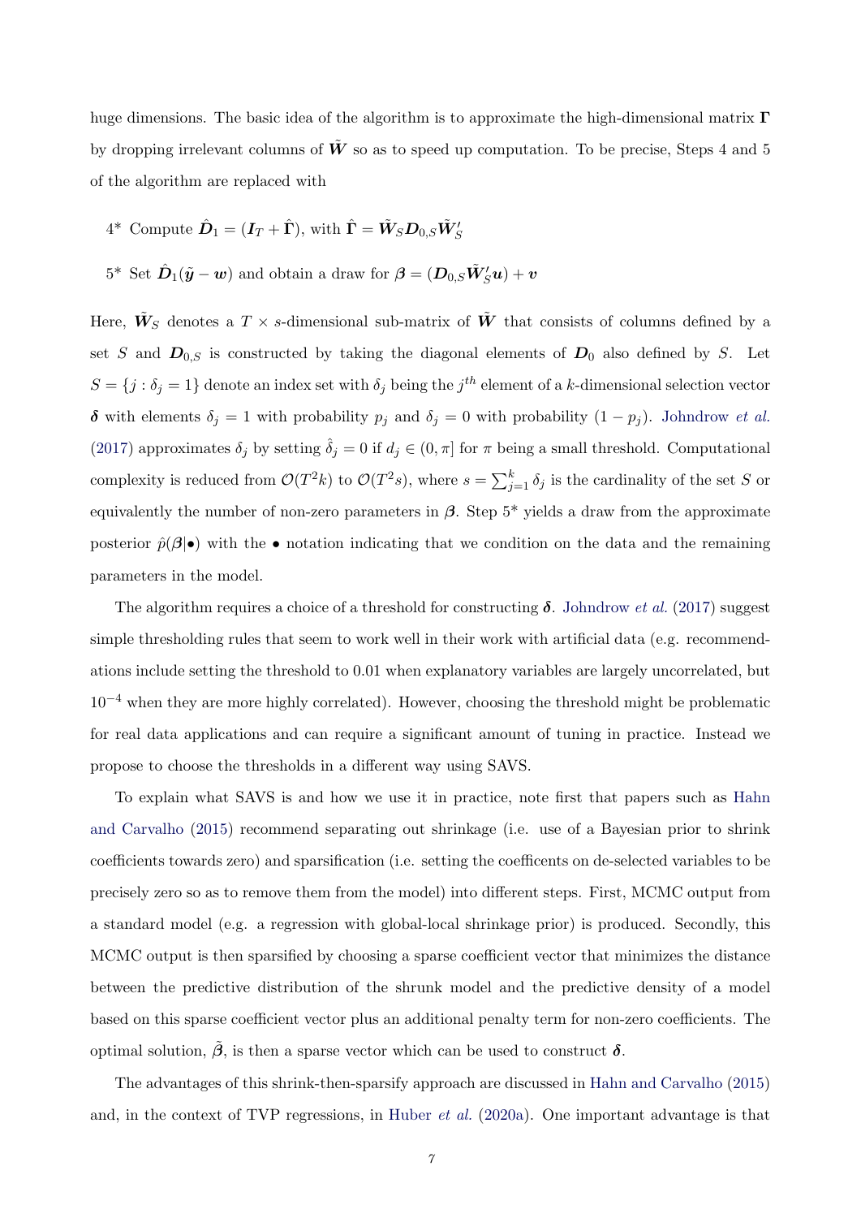huge dimensions. The basic idea of the algorithm is to approximate the high-dimensional matrix $\boldsymbol{\Gamma}$ by dropping irrelevant columns of $\tilde{\boldsymbol{W}}$ so as to speed up computation. To be precise, Steps 4 and 5 of the algorithm are replaced with

4* Compute $\hat{\boldsymbol{D}}_1 = (\boldsymbol{I}_T + \hat{\boldsymbol{\Gamma}})$, with $\hat{\boldsymbol{\Gamma}} = \tilde{\boldsymbol{W}}_S \boldsymbol{D}_{0,S} \tilde{\boldsymbol{W}}_S'$

5* Set $\hat{\boldsymbol{D}}_1(\tilde{\boldsymbol{y}} - \boldsymbol{w})$ and obtain a draw for $\boldsymbol{\beta} = (\boldsymbol{D}_{0,S} \tilde{\boldsymbol{W}}_S' \boldsymbol{u}) + \boldsymbol{v}$

Here, $\tilde{\boldsymbol{W}}_S$ denotes a $T \times s$-dimensional sub-matrix of $\tilde{\boldsymbol{W}}$ that consists of columns defined by a set $S$ and $\boldsymbol{D}_{0,S}$ is constructed by taking the diagonal elements of $\boldsymbol{D}_0$ also defined by $S$. Let $S = \{j : \delta_j = 1\}$ denote an index set with $\delta_j$ being the $j^{th}$ element of a $k$-dimensional selection vector $\boldsymbol{\delta}$ with elements $\delta_j = 1$ with probability $p_j$ and $\delta_j = 0$ with probability $(1 - p_j)$. Johndrow *et al.* (2017) approximates $\delta_j$ by setting $\hat{\delta}_j = 0$ if $d_j \in (0, \pi]$ for $\pi$ being a small threshold. Computational complexity is reduced from $\mathcal{O}(T^2 k)$ to $\mathcal{O}(T^2 s)$, where $s = \sum_{j=1}^{k} \delta_j$ is the cardinality of the set $S$ or equivalently the number of non-zero parameters in $\boldsymbol{\beta}$. Step 5* yields a draw from the approximate posterior $\hat{p}(\boldsymbol{\beta}|\bullet)$ with the $\bullet$ notation indicating that we condition on the data and the remaining parameters in the model.

The algorithm requires a choice of a threshold for constructing $\boldsymbol{\delta}$. Johndrow *et al.* (2017) suggest simple thresholding rules that seem to work well in their work with artificial data (e.g. recommendations include setting the threshold to 0.01 when explanatory variables are largely uncorrelated, but $10^{-4}$ when they are more highly correlated). However, choosing the threshold might be problematic for real data applications and can require a significant amount of tuning in practice. Instead we propose to choose the thresholds in a different way using SAVS.

To explain what SAVS is and how we use it in practice, note first that papers such as Hahn and Carvalho (2015) recommend separating out shrinkage (i.e. use of a Bayesian prior to shrink coefficients towards zero) and sparsification (i.e. setting the coefficents on de-selected variables to be precisely zero so as to remove them from the model) into different steps. First, MCMC output from a standard model (e.g. a regression with global-local shrinkage prior) is produced. Secondly, this MCMC output is then sparsified by choosing a sparse coefficient vector that minimizes the distance between the predictive distribution of the shrunk model and the predictive density of a model based on this sparse coefficient vector plus an additional penalty term for non-zero coefficients. The optimal solution, $\tilde{\boldsymbol{\beta}}$, is then a sparse vector which can be used to construct $\boldsymbol{\delta}$.

The advantages of this shrink-then-sparsify approach are discussed in Hahn and Carvalho (2015) and, in the context of TVP regressions, in Huber *et al.* (2020a). One important advantage is that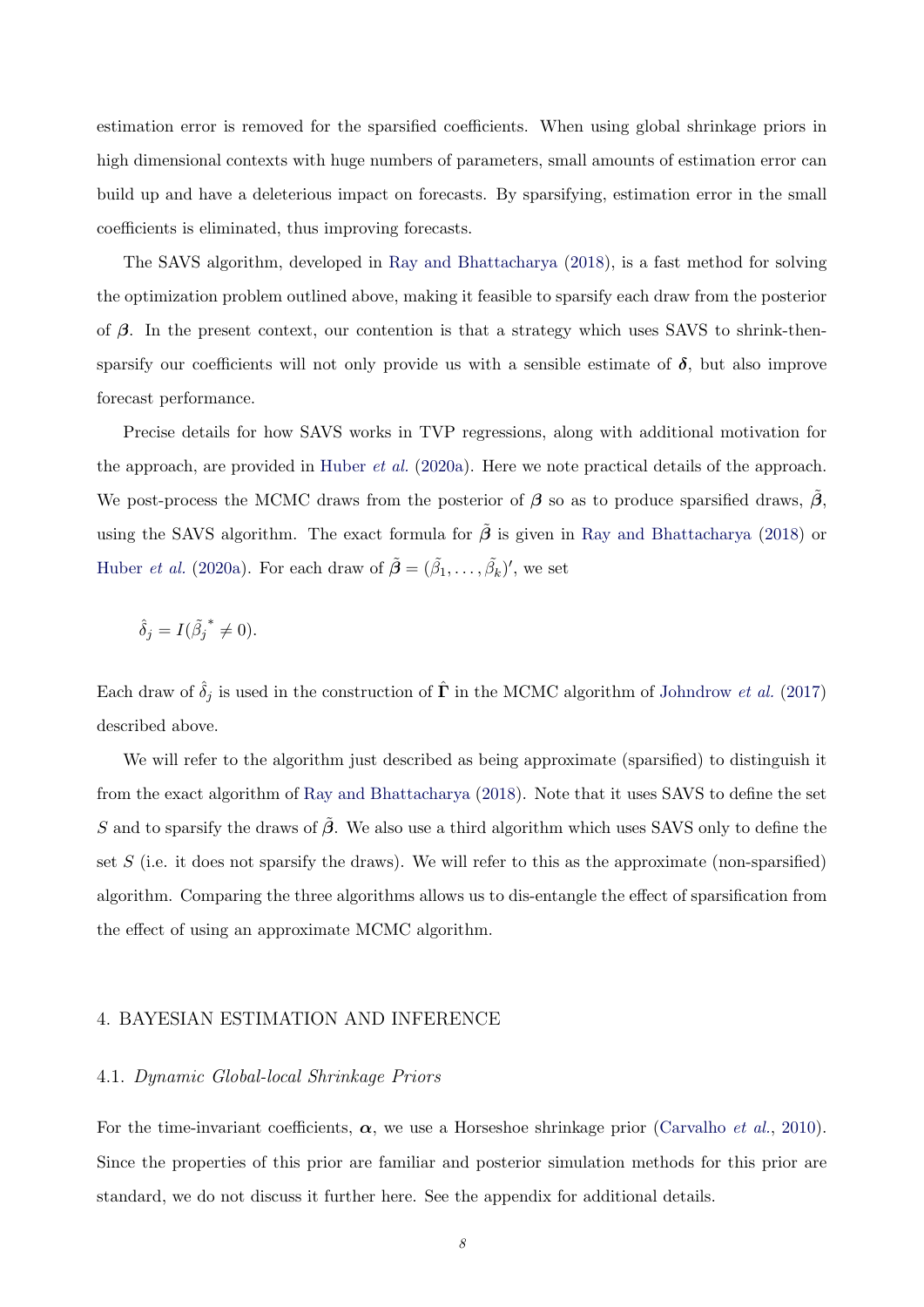estimation error is removed for the sparsified coefficients. When using global shrinkage priors in high dimensional contexts with huge numbers of parameters, small amounts of estimation error can build up and have a deleterious impact on forecasts. By sparsifying, estimation error in the small coefficients is eliminated, thus improving forecasts.

The SAVS algorithm, developed in Ray and Bhattacharya (2018), is a fast method for solving the optimization problem outlined above, making it feasible to sparsify each draw from the posterior of $\boldsymbol{\beta}$. In the present context, our contention is that a strategy which uses SAVS to shrink-then-sparsify our coefficients will not only provide us with a sensible estimate of $\boldsymbol{\delta}$, but also improve forecast performance.

Precise details for how SAVS works in TVP regressions, along with additional motivation for the approach, are provided in Huber *et al.* (2020a). Here we note practical details of the approach. We post-process the MCMC draws from the posterior of $\boldsymbol{\beta}$ so as to produce sparsified draws, $\tilde{\boldsymbol{\beta}}$, using the SAVS algorithm. The exact formula for $\tilde{\boldsymbol{\beta}}$ is given in Ray and Bhattacharya (2018) or Huber *et al.* (2020a). For each draw of $\tilde{\boldsymbol{\beta}} = (\tilde{\beta}_1, \dots, \tilde{\beta}_k)'$, we set

$$\hat{\delta}_j = I(\tilde{\beta}_j^{\,*} \neq 0).$$

Each draw of $\hat{\delta}_j$ is used in the construction of $\hat{\boldsymbol{\Gamma}}$ in the MCMC algorithm of Johndrow *et al.* (2017) described above.

We will refer to the algorithm just described as being approximate (sparsified) to distinguish it from the exact algorithm of Ray and Bhattacharya (2018). Note that it uses SAVS to define the set $S$ and to sparsify the draws of $\tilde{\boldsymbol{\beta}}$. We also use a third algorithm which uses SAVS only to define the set $S$ (i.e. it does not sparsify the draws). We will refer to this as the approximate (non-sparsified) algorithm. Comparing the three algorithms allows us to dis-entangle the effect of sparsification from the effect of using an approximate MCMC algorithm.

## 4. BAYESIAN ESTIMATION AND INFERENCE

### 4.1. *Dynamic Global-local Shrinkage Priors*

For the time-invariant coefficients, $\boldsymbol{\alpha}$, we use a Horseshoe shrinkage prior (Carvalho *et al.*, 2010). Since the properties of this prior are familiar and posterior simulation methods for this prior are standard, we do not discuss it further here. See the appendix for additional details.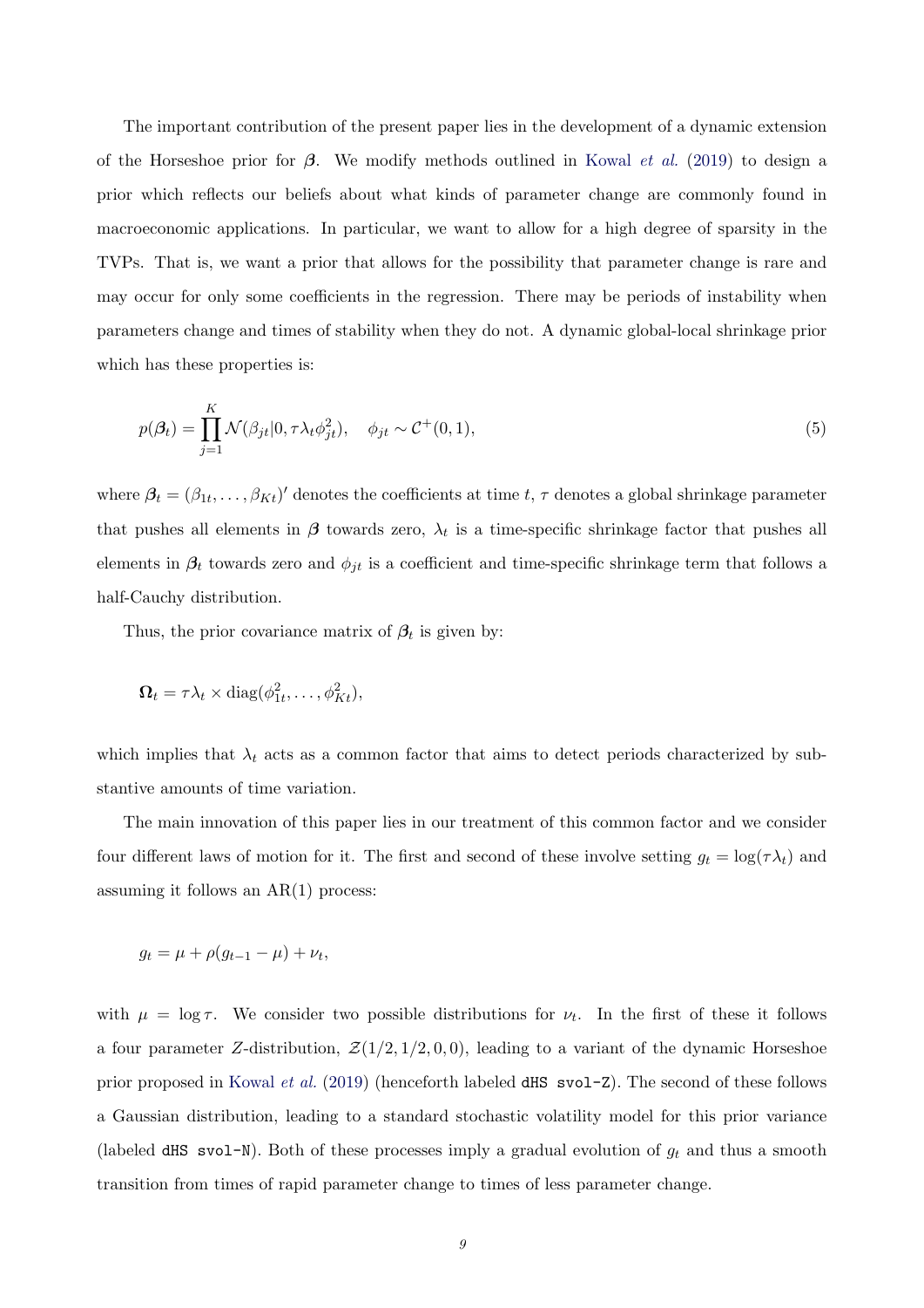The important contribution of the present paper lies in the development of a dynamic extension of the Horseshoe prior for $\boldsymbol{\beta}$. We modify methods outlined in Kowal *et al.* (2019) to design a prior which reflects our beliefs about what kinds of parameter change are commonly found in macroeconomic applications. In particular, we want to allow for a high degree of sparsity in the TVPs. That is, we want a prior that allows for the possibility that parameter change is rare and may occur for only some coefficients in the regression. There may be periods of instability when parameters change and times of stability when they do not. A dynamic global-local shrinkage prior which has these properties is:

$$p(\boldsymbol{\beta}_t) = \prod_{j=1}^{K} \mathcal{N}(\beta_{jt}|0, \tau\lambda_t\phi_{jt}^2), \quad \phi_{jt} \sim \mathcal{C}^+(0,1), \tag{5}$$

where $\boldsymbol{\beta}_t = (\beta_{1t}, \ldots, \beta_{Kt})'$ denotes the coefficients at time $t$, $\tau$ denotes a global shrinkage parameter that pushes all elements in $\boldsymbol{\beta}$ towards zero, $\lambda_t$ is a time-specific shrinkage factor that pushes all elements in $\boldsymbol{\beta}_t$ towards zero and $\phi_{jt}$ is a coefficient and time-specific shrinkage term that follows a half-Cauchy distribution.

Thus, the prior covariance matrix of $\boldsymbol{\beta}_t$ is given by:

$$\boldsymbol{\Omega}_t = \tau\lambda_t \times \text{diag}(\phi_{1t}^2, \ldots, \phi_{Kt}^2),$$

which implies that $\lambda_t$ acts as a common factor that aims to detect periods characterized by substantive amounts of time variation.

The main innovation of this paper lies in our treatment of this common factor and we consider four different laws of motion for it. The first and second of these involve setting $g_t = \log(\tau\lambda_t)$ and assuming it follows an AR(1) process:

$$g_t = \mu + \rho(g_{t-1} - \mu) + \nu_t,$$

with $\mu = \log\tau$. We consider two possible distributions for $\nu_t$. In the first of these it follows a four parameter $Z$-distribution, $\mathcal{Z}(1/2, 1/2, 0, 0)$, leading to a variant of the dynamic Horseshoe prior proposed in Kowal *et al.* (2019) (henceforth labeled `dHS svol-Z`). The second of these follows a Gaussian distribution, leading to a standard stochastic volatility model for this prior variance (labeled `dHS svol-N`). Both of these processes imply a gradual evolution of $g_t$ and thus a smooth transition from times of rapid parameter change to times of less parameter change.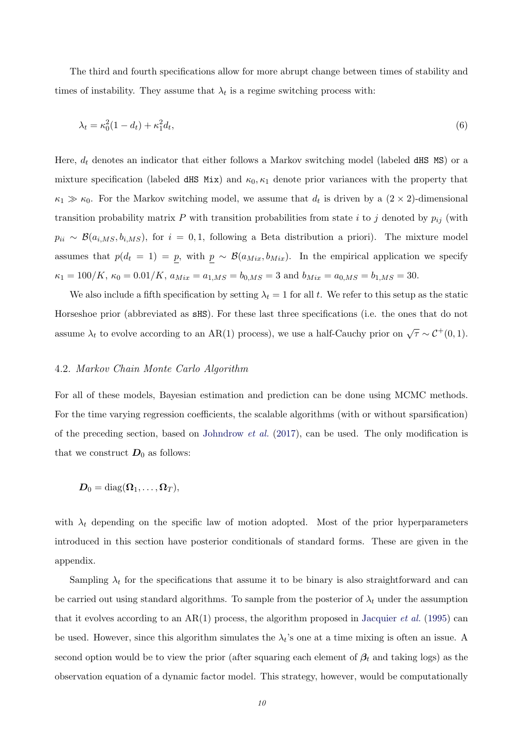The third and fourth specifications allow for more abrupt change between times of stability and times of instability. They assume that $\lambda_t$ is a regime switching process with:

$$
\lambda_t = \kappa_0^2(1 - d_t) + \kappa_1^2 d_t, \tag{6}
$$

Here, $d_t$ denotes an indicator that either follows a Markov switching model (labeled `dHS MS`) or a mixture specification (labeled `dHS Mix`) and $\kappa_0, \kappa_1$ denote prior variances with the property that $\kappa_1 \gg \kappa_0$. For the Markov switching model, we assume that $d_t$ is driven by a $(2 \times 2)$-dimensional transition probability matrix $P$ with transition probabilities from state $i$ to $j$ denoted by $p_{ij}$ (with $p_{ii} \sim \mathcal{B}(a_{i,MS}, b_{i,MS})$, for $i = 0, 1$, following a Beta distribution a priori). The mixture model assumes that $p(d_t = 1) = \underline{p}$, with $\underline{p} \sim \mathcal{B}(a_{Mix}, b_{Mix})$. In the empirical application we specify $\kappa_1 = 100/K$, $\kappa_0 = 0.01/K$, $a_{Mix} = a_{1,MS} = b_{0,MS} = 3$ and $b_{Mix} = a_{0,MS} = b_{1,MS} = 30$.

We also include a fifth specification by setting $\lambda_t = 1$ for all $t$. We refer to this setup as the static Horseshoe prior (abbreviated as `sHS`). For these last three specifications (i.e. the ones that do not assume $\lambda_t$ to evolve according to an AR(1) process), we use a half-Cauchy prior on $\sqrt{\tau} \sim \mathcal{C}^+(0, 1)$.

### 4.2. *Markov Chain Monte Carlo Algorithm*

For all of these models, Bayesian estimation and prediction can be done using MCMC methods. For the time varying regression coefficients, the scalable algorithms (with or without sparsification) of the preceding section, based on Johndrow *et al.* (2017), can be used. The only modification is that we construct $\boldsymbol{D}_0$ as follows:

$$
\boldsymbol{D}_0 = \text{diag}(\boldsymbol{\Omega}_1, \dots, \boldsymbol{\Omega}_T),
$$

with $\lambda_t$ depending on the specific law of motion adopted. Most of the prior hyperparameters introduced in this section have posterior conditionals of standard forms. These are given in the appendix.

Sampling $\lambda_t$ for the specifications that assume it to be binary is also straightforward and can be carried out using standard algorithms. To sample from the posterior of $\lambda_t$ under the assumption that it evolves according to an AR(1) process, the algorithm proposed in Jacquier *et al.* (1995) can be used. However, since this algorithm simulates the $\lambda_t$'s one at a time mixing is often an issue. A second option would be to view the prior (after squaring each element of $\boldsymbol{\beta}_t$ and taking logs) as the observation equation of a dynamic factor model. This strategy, however, would be computationally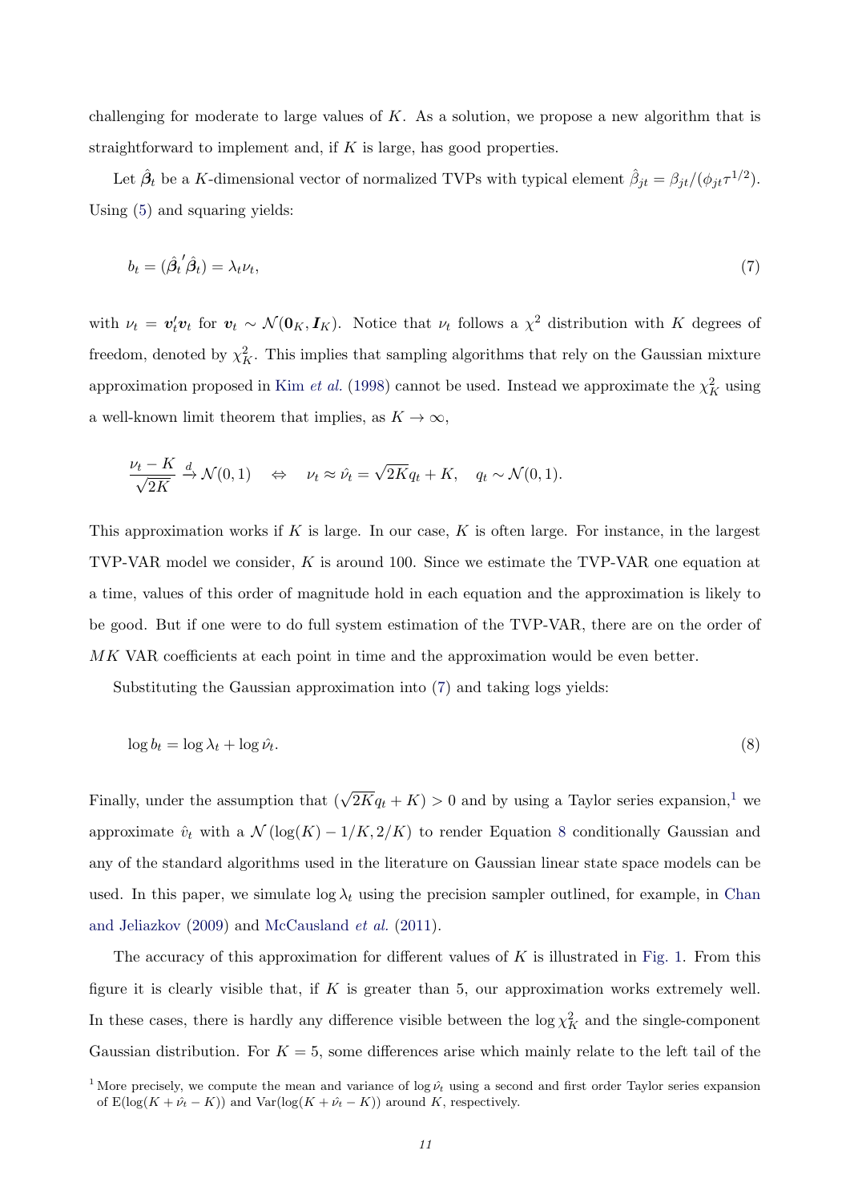challenging for moderate to large values of $K$. As a solution, we propose a new algorithm that is straightforward to implement and, if $K$ is large, has good properties.

Let $\hat{\boldsymbol{\beta}}_t$ be a $K$-dimensional vector of normalized TVPs with typical element $\hat{\beta}_{jt} = \beta_{jt}/(\phi_{jt}\tau^{1/2})$. Using (5) and squaring yields:

$$b_t = (\hat{\boldsymbol{\beta}}_t{}' \hat{\boldsymbol{\beta}}_t) = \lambda_t \nu_t, \tag{7}$$

with $\nu_t = \boldsymbol{v}_t' \boldsymbol{v}_t$ for $\boldsymbol{v}_t \sim \mathcal{N}(\boldsymbol{0}_K, \boldsymbol{I}_K)$. Notice that $\nu_t$ follows a $\chi^2$ distribution with $K$ degrees of freedom, denoted by $\chi^2_K$. This implies that sampling algorithms that rely on the Gaussian mixture approximation proposed in Kim *et al.* (1998) cannot be used. Instead we approximate the $\chi^2_K$ using a well-known limit theorem that implies, as $K \to \infty$,

$$\frac{\nu_t - K}{\sqrt{2K}} \xrightarrow{d} \mathcal{N}(0,1) \quad \Leftrightarrow \quad \nu_t \approx \hat{\nu}_t = \sqrt{2K} q_t + K, \quad q_t \sim \mathcal{N}(0,1).$$

This approximation works if $K$ is large. In our case, $K$ is often large. For instance, in the largest TVP-VAR model we consider, $K$ is around 100. Since we estimate the TVP-VAR one equation at a time, values of this order of magnitude hold in each equation and the approximation is likely to be good. But if one were to do full system estimation of the TVP-VAR, there are on the order of $MK$ VAR coefficients at each point in time and the approximation would be even better.

Substituting the Gaussian approximation into (7) and taking logs yields:

$$\log b_t = \log \lambda_t + \log \hat{\nu}_t. \tag{8}$$

Finally, under the assumption that $(\sqrt{2K} q_t + K) > 0$ and by using a Taylor series expansion,[1] we approximate $\hat{\upsilon}_t$ with a $\mathcal{N}\left(\log(K) - 1/K, 2/K\right)$ to render Equation 8 conditionally Gaussian and any of the standard algorithms used in the literature on Gaussian linear state space models can be used. In this paper, we simulate $\log \lambda_t$ using the precision sampler outlined, for example, in Chan and Jeliazkov (2009) and McCausland *et al.* (2011).

The accuracy of this approximation for different values of $K$ is illustrated in Fig. 1. From this figure it is clearly visible that, if $K$ is greater than 5, our approximation works extremely well. In these cases, there is hardly any difference visible between the $\log \chi^2_K$ and the single-component Gaussian distribution. For $K = 5$, some differences arise which mainly relate to the left tail of the

[1] More precisely, we compute the mean and variance of $\log \hat{\nu}_t$ using a second and first order Taylor series expansion of $\mathrm{E}(\log(K + \hat{\nu}_t - K))$ and $\mathrm{Var}(\log(K + \hat{\nu}_t - K))$ around $K$, respectively.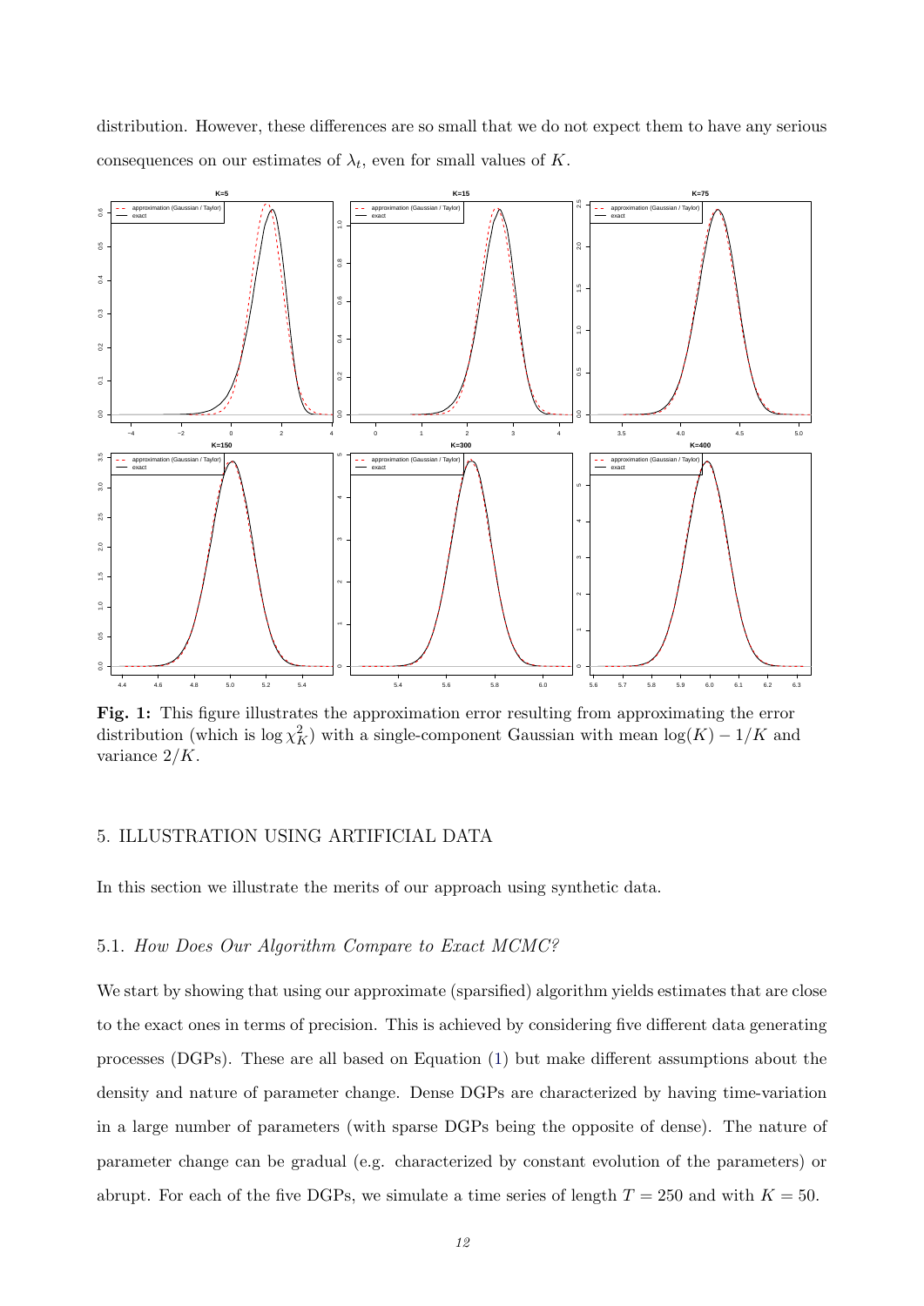distribution. However, these differences are so small that we do not expect them to have any serious consequences on our estimates of $\lambda_t$, even for small values of $K$.

**Fig. 1:** This figure illustrates the approximation error resulting from approximating the error distribution (which is $\log \chi^2_K$) with a single-component Gaussian with mean $\log(K) - 1/K$ and variance $2/K$.

## 5. ILLUSTRATION USING ARTIFICIAL DATA

In this section we illustrate the merits of our approach using synthetic data.

### 5.1. *How Does Our Algorithm Compare to Exact MCMC?*

We start by showing that using our approximate (sparsified) algorithm yields estimates that are close to the exact ones in terms of precision. This is achieved by considering five different data generating processes (DGPs). These are all based on Equation (1) but make different assumptions about the density and nature of parameter change. Dense DGPs are characterized by having time-variation in a large number of parameters (with sparse DGPs being the opposite of dense). The nature of parameter change can be gradual (e.g. characterized by constant evolution of the parameters) or abrupt. For each of the five DGPs, we simulate a time series of length $T = 250$ and with $K = 50$.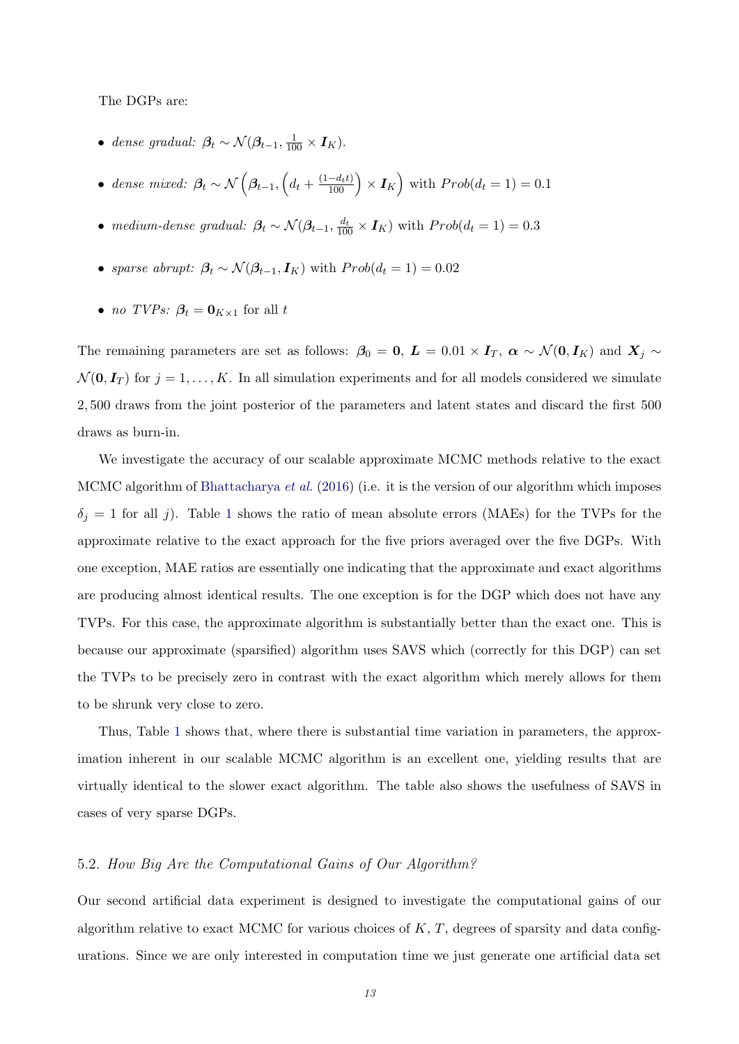The DGPs are:

- *dense gradual:* $\boldsymbol{\beta}_t \sim \mathcal{N}(\boldsymbol{\beta}_{t-1}, \frac{1}{100} \times \boldsymbol{I}_K)$.
- *dense mixed:* $\boldsymbol{\beta}_t \sim \mathcal{N}\left(\boldsymbol{\beta}_{t-1}, \left(d_t + \frac{(1-d_t t)}{100}\right) \times \boldsymbol{I}_K\right)$ with $Prob(d_t = 1) = 0.1$
- *medium-dense gradual:* $\boldsymbol{\beta}_t \sim \mathcal{N}(\boldsymbol{\beta}_{t-1}, \frac{d_t}{100} \times \boldsymbol{I}_K)$ with $Prob(d_t = 1) = 0.3$
- *sparse abrupt:* $\boldsymbol{\beta}_t \sim \mathcal{N}(\boldsymbol{\beta}_{t-1}, \boldsymbol{I}_K)$ with $Prob(d_t = 1) = 0.02$
- *no TVPs:* $\boldsymbol{\beta}_t = \boldsymbol{0}_{K \times 1}$ for all $t$

The remaining parameters are set as follows: $\boldsymbol{\beta}_0 = \boldsymbol{0}$, $\boldsymbol{L} = 0.01 \times \boldsymbol{I}_T$, $\boldsymbol{\alpha} \sim \mathcal{N}(\boldsymbol{0}, \boldsymbol{I}_K)$ and $\boldsymbol{X}_j \sim \mathcal{N}(\boldsymbol{0}, \boldsymbol{I}_T)$ for $j = 1, \ldots, K$. In all simulation experiments and for all models considered we simulate 2,500 draws from the joint posterior of the parameters and latent states and discard the first 500 draws as burn-in.

We investigate the accuracy of our scalable approximate MCMC methods relative to the exact MCMC algorithm of Bhattacharya *et al.* (2016) (i.e. it is the version of our algorithm which imposes $\delta_j = 1$ for all $j$). Table 1 shows the ratio of mean absolute errors (MAEs) for the TVPs for the approximate relative to the exact approach for the five priors averaged over the five DGPs. With one exception, MAE ratios are essentially one indicating that the approximate and exact algorithms are producing almost identical results. The one exception is for the DGP which does not have any TVPs. For this case, the approximate algorithm is substantially better than the exact one. This is because our approximate (sparsified) algorithm uses SAVS which (correctly for this DGP) can set the TVPs to be precisely zero in contrast with the exact algorithm which merely allows for them to be shrunk very close to zero.

Thus, Table 1 shows that, where there is substantial time variation in parameters, the approximation inherent in our scalable MCMC algorithm is an excellent one, yielding results that are virtually identical to the slower exact algorithm. The table also shows the usefulness of SAVS in cases of very sparse DGPs.

### 5.2. *How Big Are the Computational Gains of Our Algorithm?*

Our second artificial data experiment is designed to investigate the computational gains of our algorithm relative to exact MCMC for various choices of $K$, $T$, degrees of sparsity and data configurations. Since we are only interested in computation time we just generate one artificial data set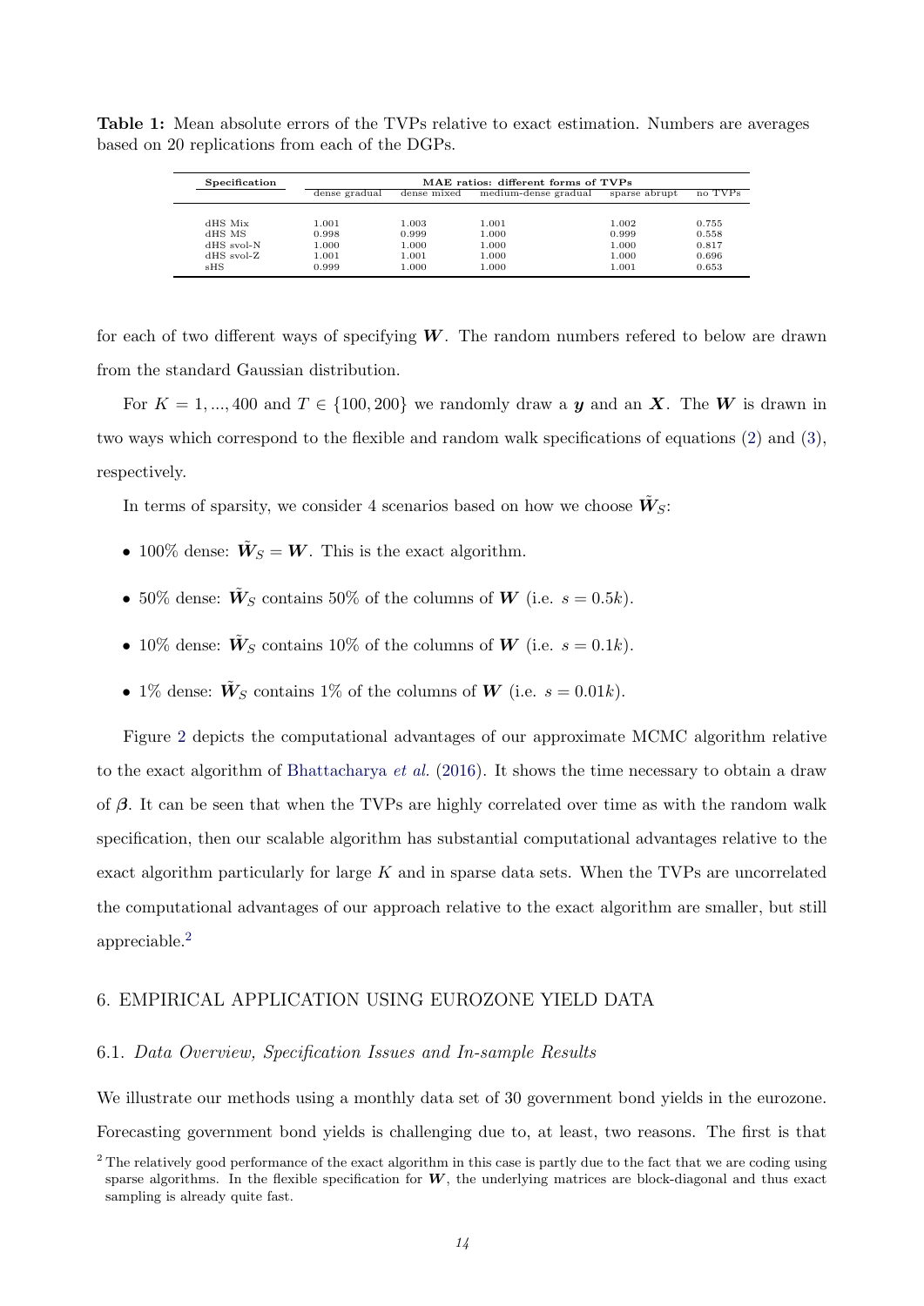**Table 1:** Mean absolute errors of the TVPs relative to exact estimation. Numbers are averages based on 20 replications from each of the DGPs.

| Specification | MAE ratios: different forms of TVPs | | | | |
|---|---|---|---|---|---|
| | dense gradual | dense mixed | medium-dense gradual | sparse abrupt | no TVPs |
| dHS Mix | 1.001 | 1.003 | 1.001 | 1.002 | 0.755 |
| dHS MS | 0.998 | 0.999 | 1.000 | 0.999 | 0.558 |
| dHS svol-N | 1.000 | 1.000 | 1.000 | 1.000 | 0.817 |
| dHS svol-Z | 1.001 | 1.001 | 1.000 | 1.000 | 0.696 |
| sHS | 0.999 | 1.000 | 1.000 | 1.001 | 0.653 |

for each of two different ways of specifying $\boldsymbol{W}$. The random numbers refered to below are drawn from the standard Gaussian distribution.

For $K = 1, ..., 400$ and $T \in \{100, 200\}$ we randomly draw a $\boldsymbol{y}$ and an $\boldsymbol{X}$. The $\boldsymbol{W}$ is drawn in two ways which correspond to the flexible and random walk specifications of equations (2) and (3), respectively.

In terms of sparsity, we consider 4 scenarios based on how we choose $\tilde{\boldsymbol{W}}_S$:

- 100% dense: $\tilde{\boldsymbol{W}}_S = \boldsymbol{W}$. This is the exact algorithm.
- 50% dense: $\tilde{\boldsymbol{W}}_S$ contains 50% of the columns of $\boldsymbol{W}$ (i.e. $s = 0.5k$).
- 10% dense: $\tilde{\boldsymbol{W}}_S$ contains 10% of the columns of $\boldsymbol{W}$ (i.e. $s = 0.1k$).
- 1% dense: $\tilde{\boldsymbol{W}}_S$ contains 1% of the columns of $\boldsymbol{W}$ (i.e. $s = 0.01k$).

Figure 2 depicts the computational advantages of our approximate MCMC algorithm relative to the exact algorithm of Bhattacharya *et al.* (2016). It shows the time necessary to obtain a draw of $\boldsymbol{\beta}$. It can be seen that when the TVPs are highly correlated over time as with the random walk specification, then our scalable algorithm has substantial computational advantages relative to the exact algorithm particularly for large $K$ and in sparse data sets. When the TVPs are uncorrelated the computational advantages of our approach relative to the exact algorithm are smaller, but still appreciable.[2]

## 6. EMPIRICAL APPLICATION USING EUROZONE YIELD DATA

### 6.1. *Data Overview, Specification Issues and In-sample Results*

We illustrate our methods using a monthly data set of 30 government bond yields in the eurozone. Forecasting government bond yields is challenging due to, at least, two reasons. The first is that

[2] The relatively good performance of the exact algorithm in this case is partly due to the fact that we are coding using sparse algorithms. In the flexible specification for $\boldsymbol{W}$, the underlying matrices are block-diagonal and thus exact sampling is already quite fast.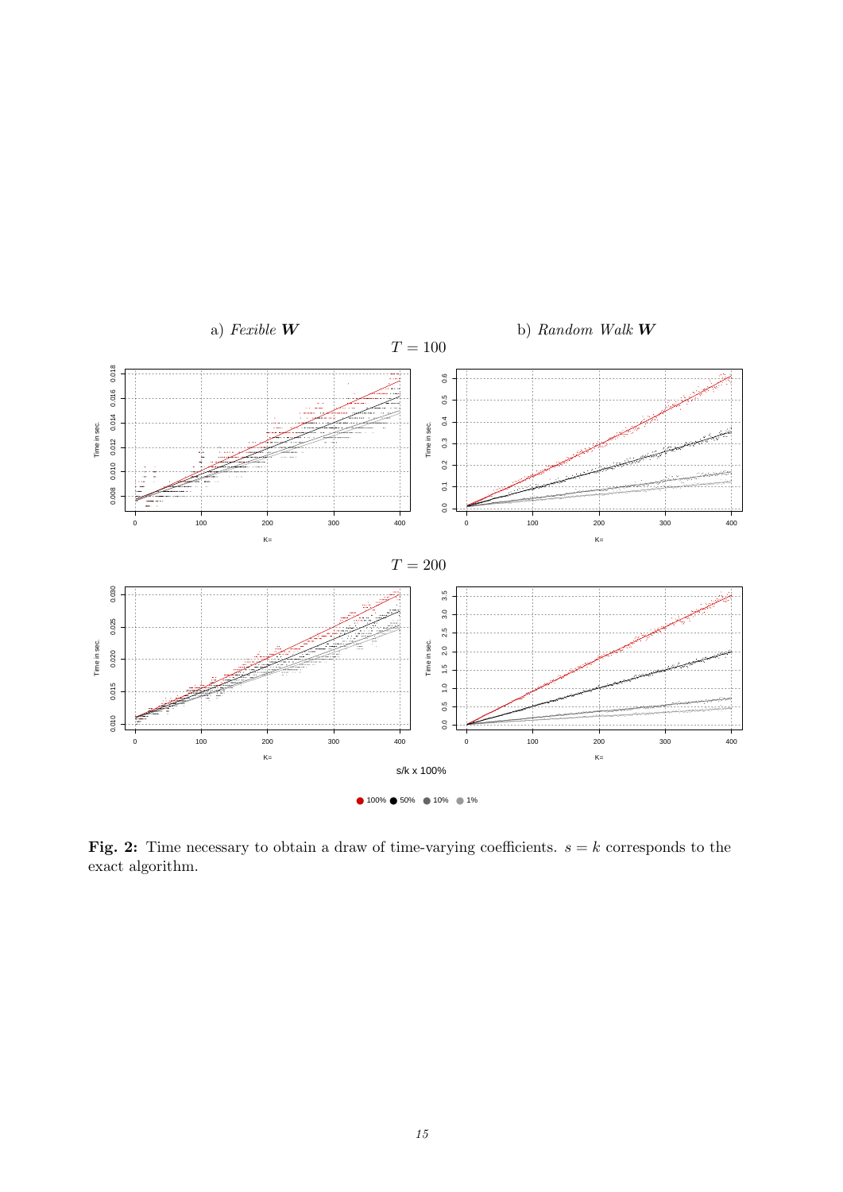a) *Fexible* $\boldsymbol{W}$ b) *Random Walk* $\boldsymbol{W}$

$T = 100$

$T = 200$

s/k x 100%

100% 50% 10% 1%

**Fig. 2:** Time necessary to obtain a draw of time-varying coefficients. $s = k$ corresponds to the exact algorithm.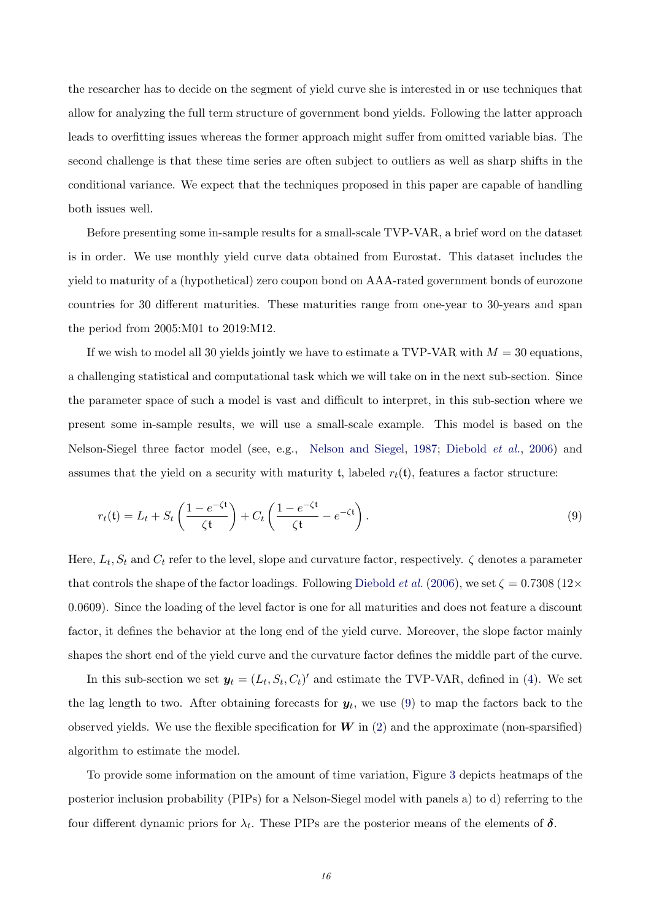the researcher has to decide on the segment of yield curve she is interested in or use techniques that allow for analyzing the full term structure of government bond yields. Following the latter approach leads to overfitting issues whereas the former approach might suffer from omitted variable bias. The second challenge is that these time series are often subject to outliers as well as sharp shifts in the conditional variance. We expect that the techniques proposed in this paper are capable of handling both issues well.

Before presenting some in-sample results for a small-scale TVP-VAR, a brief word on the dataset is in order. We use monthly yield curve data obtained from Eurostat. This dataset includes the yield to maturity of a (hypothetical) zero coupon bond on AAA-rated government bonds of eurozone countries for 30 different maturities. These maturities range from one-year to 30-years and span the period from 2005:M01 to 2019:M12.

If we wish to model all 30 yields jointly we have to estimate a TVP-VAR with $M = 30$ equations, a challenging statistical and computational task which we will take on in the next sub-section. Since the parameter space of such a model is vast and difficult to interpret, in this sub-section where we present some in-sample results, we will use a small-scale example. This model is based on the Nelson-Siegel three factor model (see, e.g., Nelson and Siegel, 1987; Diebold *et al.*, 2006) and assumes that the yield on a security with maturity $\mathfrak{t}$, labeled $r_t(\mathfrak{t})$, features a factor structure:

$$r_t(\mathfrak{t}) = L_t + S_t \left( \frac{1 - e^{-\zeta \mathfrak{t}}}{\zeta \mathfrak{t}} \right) + C_t \left( \frac{1 - e^{-\zeta \mathfrak{t}}}{\zeta \mathfrak{t}} - e^{-\zeta \mathfrak{t}} \right). \tag{9}$$

Here, $L_t, S_t$ and $C_t$ refer to the level, slope and curvature factor, respectively. $\zeta$ denotes a parameter that controls the shape of the factor loadings. Following Diebold *et al.* (2006), we set $\zeta = 0.7308$ ($12 \times 0.0609$). Since the loading of the level factor is one for all maturities and does not feature a discount factor, it defines the behavior at the long end of the yield curve. Moreover, the slope factor mainly shapes the short end of the yield curve and the curvature factor defines the middle part of the curve.

In this sub-section we set $\boldsymbol{y}_t = (L_t, S_t, C_t)'$ and estimate the TVP-VAR, defined in (4). We set the lag length to two. After obtaining forecasts for $\boldsymbol{y}_t$, we use (9) to map the factors back to the observed yields. We use the flexible specification for $\boldsymbol{W}$ in (2) and the approximate (non-sparsified) algorithm to estimate the model.

To provide some information on the amount of time variation, Figure 3 depicts heatmaps of the posterior inclusion probability (PIPs) for a Nelson-Siegel model with panels a) to d) referring to the four different dynamic priors for $\lambda_t$. These PIPs are the posterior means of the elements of $\boldsymbol{\delta}$.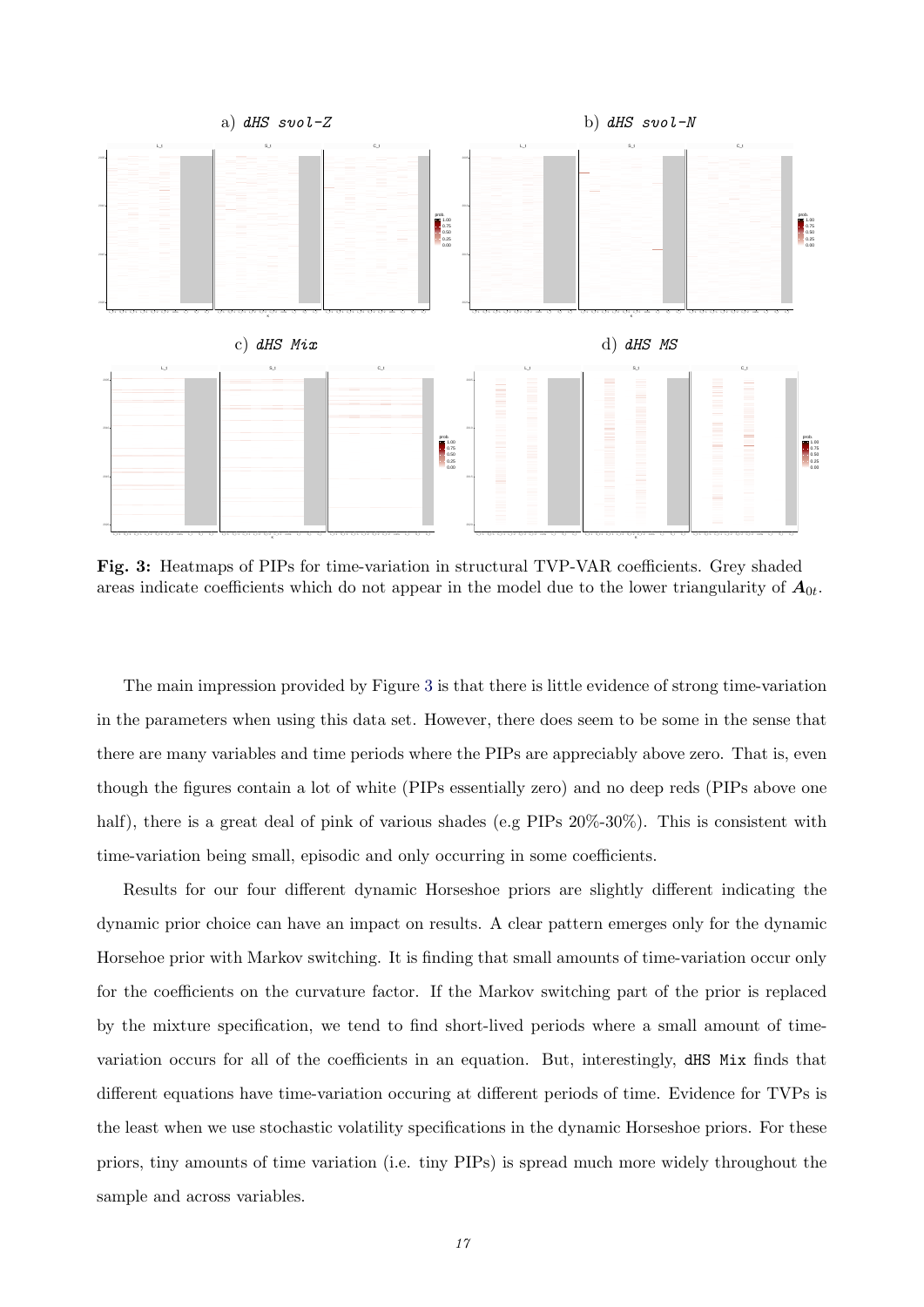a) *dHS svol-Z*

b) *dHS svol-N*

c) *dHS Mix*

d) *dHS MS*

**Fig. 3:** Heatmaps of PIPs for time-variation in structural TVP-VAR coefficients. Grey shaded areas indicate coefficients which do not appear in the model due to the lower triangularity of $\boldsymbol{A}_{0t}$.

The main impression provided by Figure 3 is that there is little evidence of strong time-variation in the parameters when using this data set. However, there does seem to be some in the sense that there are many variables and time periods where the PIPs are appreciably above zero. That is, even though the figures contain a lot of white (PIPs essentially zero) and no deep reds (PIPs above one half), there is a great deal of pink of various shades (e.g PIPs 20%-30%). This is consistent with time-variation being small, episodic and only occurring in some coefficients.

Results for our four different dynamic Horseshoe priors are slightly different indicating the dynamic prior choice can have an impact on results. A clear pattern emerges only for the dynamic Horsehoe prior with Markov switching. It is finding that small amounts of time-variation occur only for the coefficients on the curvature factor. If the Markov switching part of the prior is replaced by the mixture specification, we tend to find short-lived periods where a small amount of time-variation occurs for all of the coefficients in an equation. But, interestingly, `dHS Mix` finds that different equations have time-variation occuring at different periods of time. Evidence for TVPs is the least when we use stochastic volatility specifications in the dynamic Horseshoe priors. For these priors, tiny amounts of time variation (i.e. tiny PIPs) is spread much more widely throughout the sample and across variables.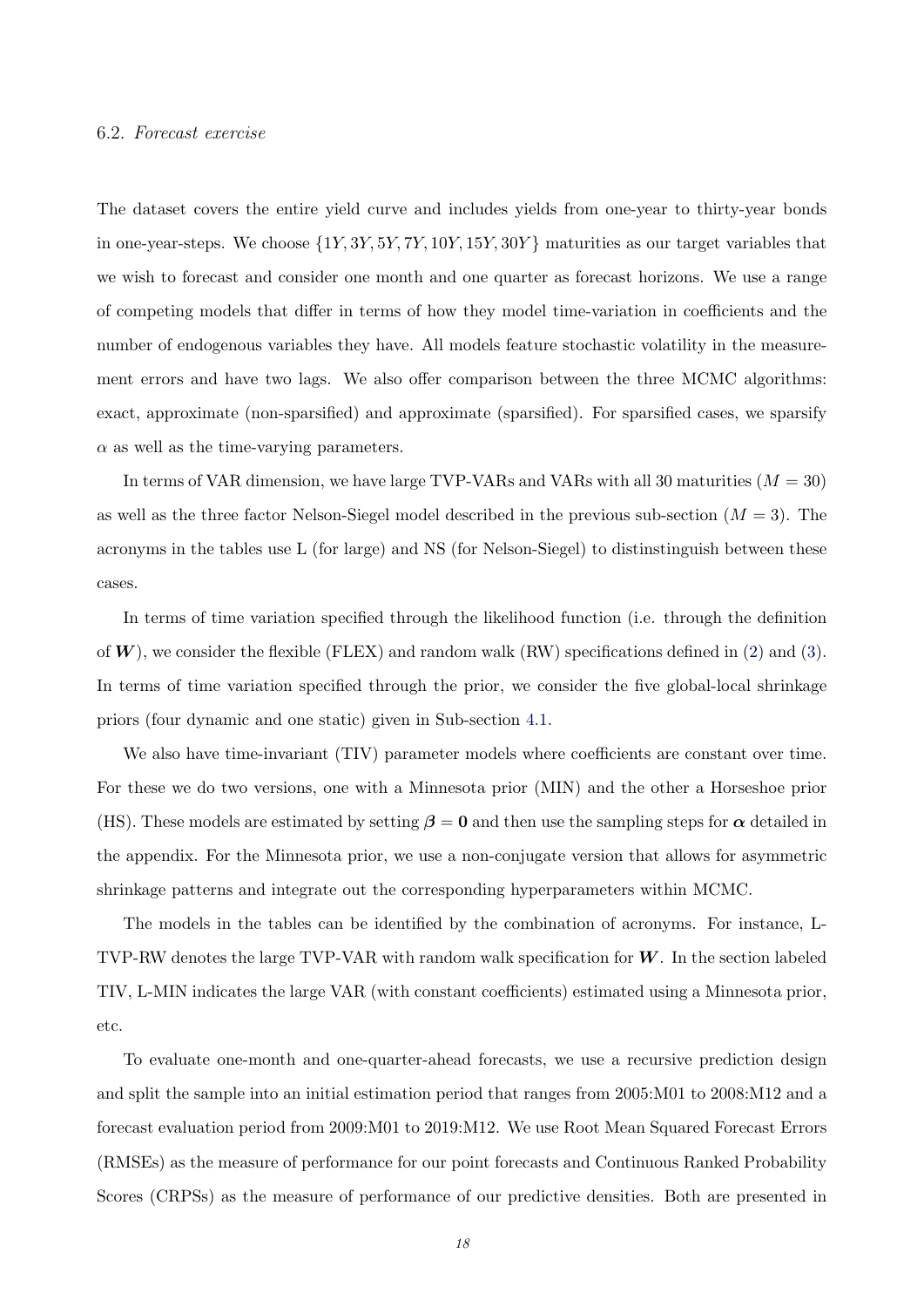### 6.2. *Forecast exercise*

The dataset covers the entire yield curve and includes yields from one-year to thirty-year bonds in one-year-steps. We choose $\{1Y, 3Y, 5Y, 7Y, 10Y, 15Y, 30Y\}$ maturities as our target variables that we wish to forecast and consider one month and one quarter as forecast horizons. We use a range of competing models that differ in terms of how they model time-variation in coefficients and the number of endogenous variables they have. All models feature stochastic volatility in the measurement errors and have two lags. We also offer comparison between the three MCMC algorithms: exact, approximate (non-sparsified) and approximate (sparsified). For sparsified cases, we sparsify $\alpha$ as well as the time-varying parameters.

In terms of VAR dimension, we have large TVP-VARs and VARs with all 30 maturities ($M = 30$) as well as the three factor Nelson-Siegel model described in the previous sub-section ($M = 3$). The acronyms in the tables use L (for large) and NS (for Nelson-Siegel) to distinstinguish between these cases.

In terms of time variation specified through the likelihood function (i.e. through the definition of $\boldsymbol{W}$), we consider the flexible (FLEX) and random walk (RW) specifications defined in (2) and (3). In terms of time variation specified through the prior, we consider the five global-local shrinkage priors (four dynamic and one static) given in Sub-section 4.1.

We also have time-invariant (TIV) parameter models where coefficients are constant over time. For these we do two versions, one with a Minnesota prior (MIN) and the other a Horseshoe prior (HS). These models are estimated by setting $\boldsymbol{\beta} = \boldsymbol{0}$ and then use the sampling steps for $\boldsymbol{\alpha}$ detailed in the appendix. For the Minnesota prior, we use a non-conjugate version that allows for asymmetric shrinkage patterns and integrate out the corresponding hyperparameters within MCMC.

The models in the tables can be identified by the combination of acronyms. For instance, L-TVP-RW denotes the large TVP-VAR with random walk specification for $\boldsymbol{W}$. In the section labeled TIV, L-MIN indicates the large VAR (with constant coefficients) estimated using a Minnesota prior, etc.

To evaluate one-month and one-quarter-ahead forecasts, we use a recursive prediction design and split the sample into an initial estimation period that ranges from 2005:M01 to 2008:M12 and a forecast evaluation period from 2009:M01 to 2019:M12. We use Root Mean Squared Forecast Errors (RMSEs) as the measure of performance for our point forecasts and Continuous Ranked Probability Scores (CRPSs) as the measure of performance of our predictive densities. Both are presented in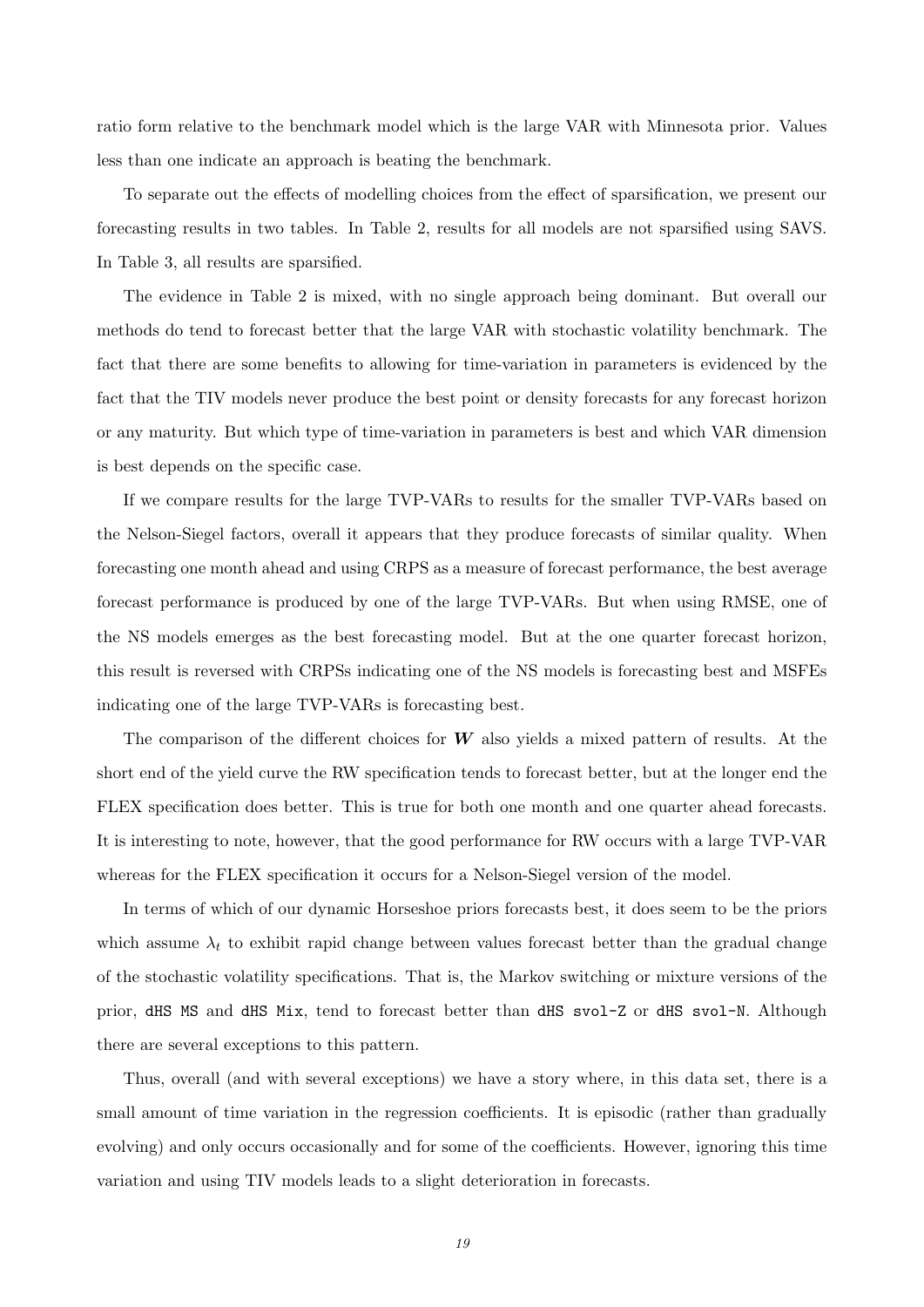ratio form relative to the benchmark model which is the large VAR with Minnesota prior. Values less than one indicate an approach is beating the benchmark.

To separate out the effects of modelling choices from the effect of sparsification, we present our forecasting results in two tables. In Table 2, results for all models are not sparsified using SAVS. In Table 3, all results are sparsified.

The evidence in Table 2 is mixed, with no single approach being dominant. But overall our methods do tend to forecast better that the large VAR with stochastic volatility benchmark. The fact that there are some benefits to allowing for time-variation in parameters is evidenced by the fact that the TIV models never produce the best point or density forecasts for any forecast horizon or any maturity. But which type of time-variation in parameters is best and which VAR dimension is best depends on the specific case.

If we compare results for the large TVP-VARs to results for the smaller TVP-VARs based on the Nelson-Siegel factors, overall it appears that they produce forecasts of similar quality. When forecasting one month ahead and using CRPS as a measure of forecast performance, the best average forecast performance is produced by one of the large TVP-VARs. But when using RMSE, one of the NS models emerges as the best forecasting model. But at the one quarter forecast horizon, this result is reversed with CRPSs indicating one of the NS models is forecasting best and MSFEs indicating one of the large TVP-VARs is forecasting best.

The comparison of the different choices for $\boldsymbol{W}$ also yields a mixed pattern of results. At the short end of the yield curve the RW specification tends to forecast better, but at the longer end the FLEX specification does better. This is true for both one month and one quarter ahead forecasts. It is interesting to note, however, that the good performance for RW occurs with a large TVP-VAR whereas for the FLEX specification it occurs for a Nelson-Siegel version of the model.

In terms of which of our dynamic Horseshoe priors forecasts best, it does seem to be the priors which assume $\lambda_t$ to exhibit rapid change between values forecast better than the gradual change of the stochastic volatility specifications. That is, the Markov switching or mixture versions of the prior, `dHS MS` and `dHS Mix`, tend to forecast better than `dHS svol-Z` or `dHS svol-N`. Although there are several exceptions to this pattern.

Thus, overall (and with several exceptions) we have a story where, in this data set, there is a small amount of time variation in the regression coefficients. It is episodic (rather than gradually evolving) and only occurs occasionally and for some of the coefficients. However, ignoring this time variation and using TIV models leads to a slight deterioration in forecasts.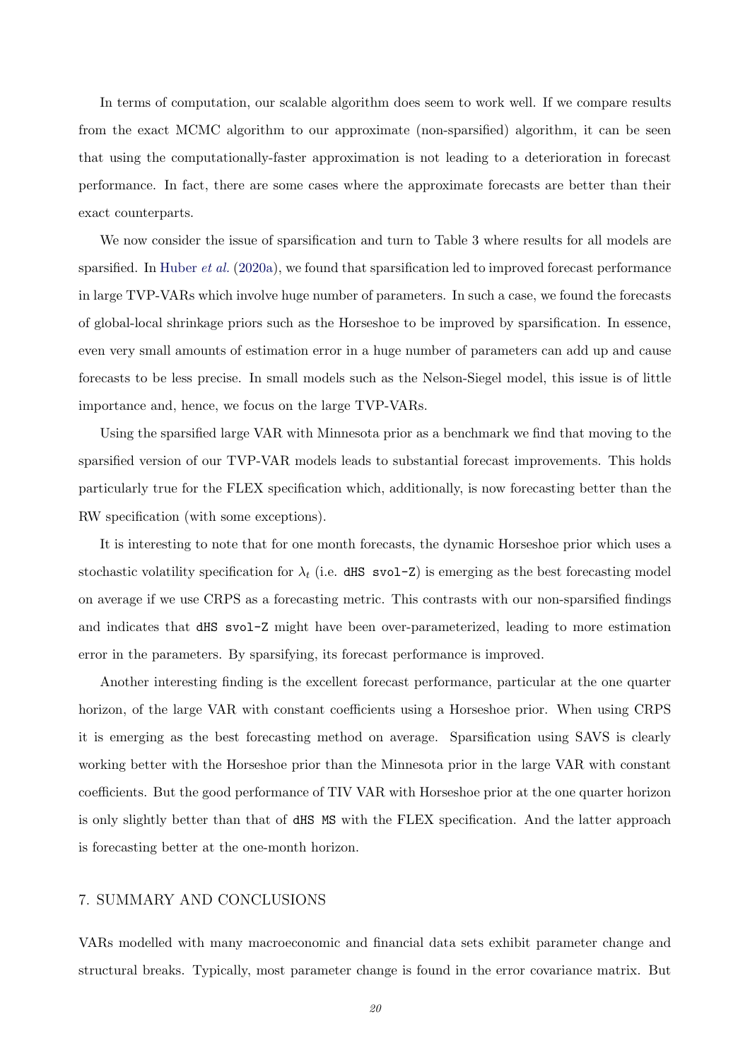In terms of computation, our scalable algorithm does seem to work well. If we compare results from the exact MCMC algorithm to our approximate (non-sparsified) algorithm, it can be seen that using the computationally-faster approximation is not leading to a deterioration in forecast performance. In fact, there are some cases where the approximate forecasts are better than their exact counterparts.

We now consider the issue of sparsification and turn to Table 3 where results for all models are sparsified. In Huber *et al.* (2020a), we found that sparsification led to improved forecast performance in large TVP-VARs which involve huge number of parameters. In such a case, we found the forecasts of global-local shrinkage priors such as the Horseshoe to be improved by sparsification. In essence, even very small amounts of estimation error in a huge number of parameters can add up and cause forecasts to be less precise. In small models such as the Nelson-Siegel model, this issue is of little importance and, hence, we focus on the large TVP-VARs.

Using the sparsified large VAR with Minnesota prior as a benchmark we find that moving to the sparsified version of our TVP-VAR models leads to substantial forecast improvements. This holds particularly true for the FLEX specification which, additionally, is now forecasting better than the RW specification (with some exceptions).

It is interesting to note that for one month forecasts, the dynamic Horseshoe prior which uses a stochastic volatility specification for $\lambda_t$ (i.e. `dHS svol-Z`) is emerging as the best forecasting model on average if we use CRPS as a forecasting metric. This contrasts with our non-sparsified findings and indicates that `dHS svol-Z` might have been over-parameterized, leading to more estimation error in the parameters. By sparsifying, its forecast performance is improved.

Another interesting finding is the excellent forecast performance, particular at the one quarter horizon, of the large VAR with constant coefficients using a Horseshoe prior. When using CRPS it is emerging as the best forecasting method on average. Sparsification using SAVS is clearly working better with the Horseshoe prior than the Minnesota prior in the large VAR with constant coefficients. But the good performance of TIV VAR with Horseshoe prior at the one quarter horizon is only slightly better than that of `dHS MS` with the FLEX specification. And the latter approach is forecasting better at the one-month horizon.

## 7. SUMMARY AND CONCLUSIONS

VARs modelled with many macroeconomic and financial data sets exhibit parameter change and structural breaks. Typically, most parameter change is found in the error covariance matrix. But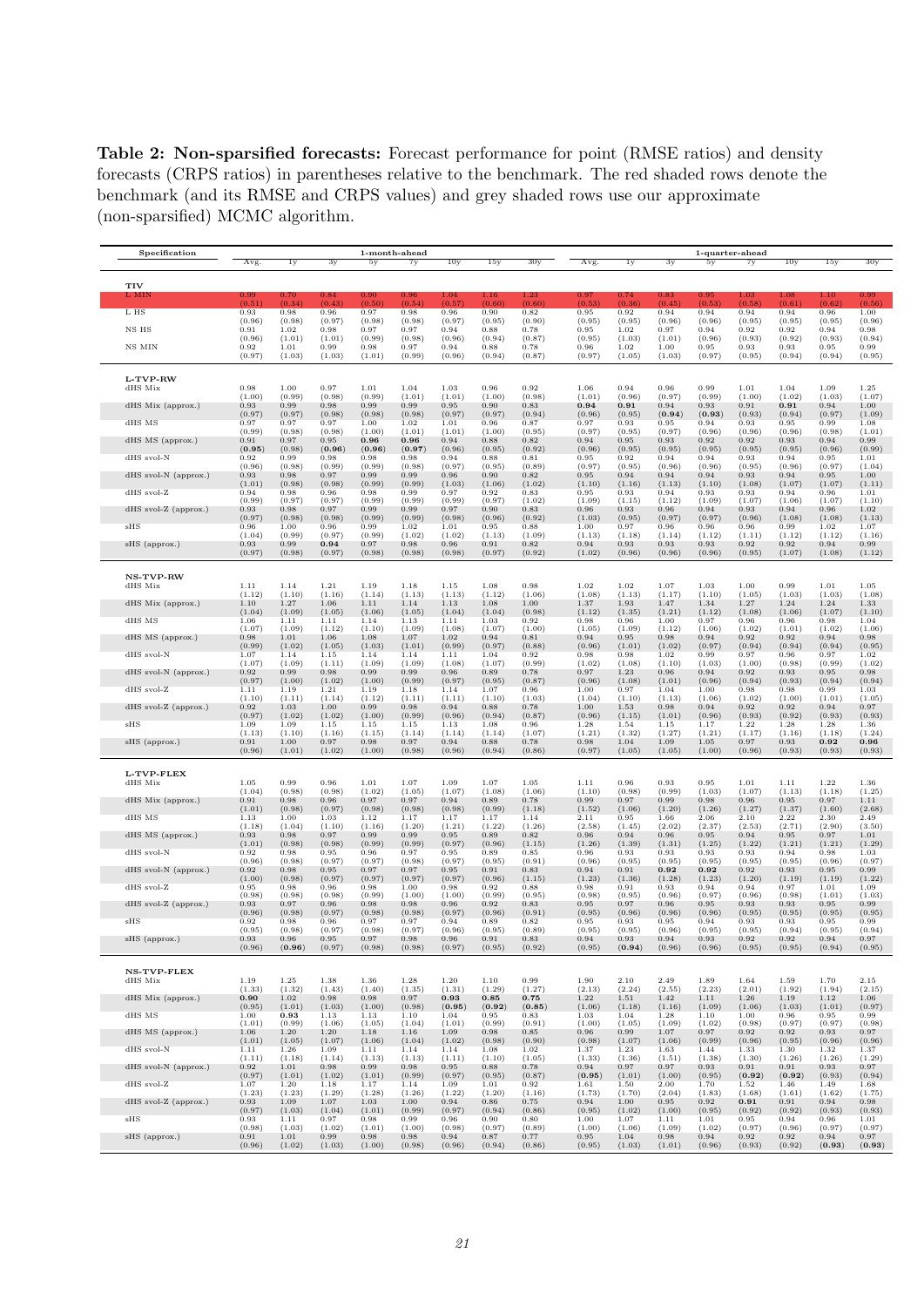**Table 2: Non-sparsified forecasts:** Forecast performance for point (RMSE ratios) and density forecasts (CRPS ratios) in parentheses relative to the benchmark. The red shaded rows denote the benchmark (and its RMSE and CRPS values) and grey shaded rows use our approximate (non-sparsified) MCMC algorithm.

| Specification | 1-month-ahead | | | | | | | | | 1-quarter-ahead | | | | | | | | |
|---|---|---|---|---|---|---|---|---|---|---|---|---|---|---|---|---|---|---|
| | Avg. | 1y | 3y | 5y | 7y | 10y | 15y | 30y | | Avg. | 1y | 3y | 5y | 7y | 10y | 15y | 30y | |
| **TIV** | | | | | | | | | | | | | | | | | | |
| L MIN | 0.99 | 0.70 | 0.84 | 0.90 | 0.96 | 1.04 | 1.16 | 1.23 | | 0.97 | 0.74 | 0.83 | 0.95 | 1.03 | 1.08 | 1.10 | 0.99 | |
| | (0.51) | (0.34) | (0.43) | (0.50) | (0.54) | (0.57) | (0.60) | (0.60) | | (0.53) | (0.36) | (0.45) | (0.53) | (0.58) | (0.61) | (0.62) | (0.56) | |
| L HS | 0.93 | 0.98 | 0.96 | 0.97 | 0.98 | 0.96 | 0.90 | 0.82 | | 0.95 | 0.92 | 0.94 | 0.94 | 0.94 | 0.94 | 0.96 | 1.00 | |
| | (0.96) | (0.98) | (0.97) | (0.98) | (0.98) | (0.97) | (0.95) | (0.90) | | (0.95) | (0.95) | (0.96) | (0.96) | (0.95) | (0.95) | (0.95) | (0.96) | |
| NS HS | 0.91 | 1.02 | 0.98 | 0.97 | 0.97 | 0.94 | 0.88 | 0.78 | | 0.95 | 1.02 | 0.97 | 0.94 | 0.92 | 0.92 | 0.94 | 0.98 | |
| | (0.96) | (1.01) | (1.01) | (0.99) | (0.98) | (0.96) | (0.94) | (0.87) | | (0.95) | (1.03) | (1.01) | (0.96) | (0.93) | (0.92) | (0.93) | (0.94) | |
| NS MIN | 0.92 | 1.01 | 0.99 | 0.98 | 0.97 | 0.94 | 0.88 | 0.78 | | 0.96 | 1.02 | 1.00 | 0.95 | 0.93 | 0.93 | 0.95 | 0.99 | |
| | (0.97) | (1.03) | (1.03) | (1.01) | (0.99) | (0.96) | (0.94) | (0.87) | | (0.97) | (1.05) | (1.03) | (0.97) | (0.95) | (0.94) | (0.94) | (0.95) | |
| **L-TVP-RW** | | | | | | | | | | | | | | | | | | |
| dHS Mix | 0.98 | 1.00 | 0.97 | 1.01 | 1.04 | 1.03 | 0.96 | 0.92 | | 1.06 | 0.94 | 0.96 | 0.99 | 1.01 | 1.04 | 1.09 | 1.25 | |
| | (1.00) | (0.99) | (0.98) | (0.99) | (1.01) | (1.01) | (1.00) | (0.98) | | (1.01) | (0.96) | (0.97) | (0.99) | (1.00) | (1.02) | (1.03) | (1.07) | |
| dHS Mix (approx.) | 0.93 | 0.99 | 0.98 | 0.99 | 0.99 | 0.95 | 0.90 | 0.83 | | **0.94** | **0.91** | 0.94 | 0.93 | 0.91 | **0.91** | 0.94 | 1.00 | |
| | (0.97) | (0.97) | (0.98) | (0.98) | (0.98) | (0.97) | (0.97) | (0.94) | | (0.96) | (0.95) | **(0.94)** | **(0.93)** | (0.93) | (0.94) | (0.97) | (1.09) | |
| dHS MS | 0.97 | 0.97 | 0.97 | 1.00 | 1.02 | 1.01 | 0.96 | 0.87 | | 0.97 | 0.93 | 0.95 | 0.94 | 0.93 | 0.95 | 0.99 | 1.08 | |
| | (0.99) | (0.98) | (0.98) | (1.00) | (1.01) | (1.01) | (1.00) | (0.95) | | (0.97) | (0.95) | (0.97) | (0.96) | (0.96) | (0.96) | (0.98) | (1.01) | |
| dHS MS (approx.) | 0.91 | 0.97 | 0.95 | **0.96** | **0.96** | 0.94 | 0.88 | 0.82 | | 0.94 | 0.95 | 0.93 | 0.92 | 0.92 | 0.93 | 0.94 | 0.99 | |
| | **(0.95)** | (0.98) | **(0.96)** | **(0.96)** | **(0.97)** | (0.96) | (0.95) | (0.92) | | (0.96) | (0.95) | (0.95) | (0.95) | (0.95) | (0.95) | (0.96) | (0.99) | |
| dHS svol-N | 0.92 | 0.99 | 0.98 | 0.98 | 0.98 | 0.94 | 0.88 | 0.81 | | 0.95 | 0.92 | 0.94 | 0.94 | 0.93 | 0.94 | 0.95 | 1.01 | |
| | (0.96) | (0.98) | (0.99) | (0.99) | (0.98) | (0.97) | (0.95) | (0.89) | | (0.97) | (0.95) | (0.96) | (0.96) | (0.95) | (0.96) | (0.97) | (1.04) | |
| dHS svol-N (approx.) | 0.93 | 0.98 | 0.97 | 0.99 | 0.99 | 0.96 | 0.90 | 0.82 | | 0.95 | 0.94 | 0.94 | 0.94 | 0.93 | 0.94 | 0.95 | 1.00 | |
| | (1.01) | (0.98) | (0.98) | (0.99) | (0.99) | (1.03) | (1.06) | (1.02) | | (1.10) | (1.16) | (1.13) | (1.10) | (1.08) | (1.07) | (1.07) | (1.11) | |
| dHS svol-Z | 0.94 | 0.98 | 0.96 | 0.98 | 0.99 | 0.97 | 0.92 | 0.83 | | 0.95 | 0.93 | 0.94 | 0.93 | 0.93 | 0.94 | 0.96 | 1.01 | |
| | (0.99) | (0.97) | (0.97) | (0.99) | (0.99) | (0.99) | (0.97) | (1.02) | | (1.09) | (1.15) | (1.12) | (1.09) | (1.07) | (1.06) | (1.07) | (1.10) | |
| dHS svol-Z (approx.) | 0.93 | 0.98 | 0.97 | 0.99 | 0.99 | 0.97 | 0.90 | 0.83 | | 0.96 | 0.93 | 0.96 | 0.94 | 0.93 | 0.94 | 0.95 | 1.02 | |
| | (0.97) | (0.98) | (0.98) | (0.99) | (0.99) | (0.98) | (0.96) | (0.92) | | (1.03) | (0.95) | (0.97) | (0.97) | (0.96) | (1.08) | (1.08) | (1.13) | |
| sHS | 0.96 | 1.00 | 0.96 | 0.99 | 1.02 | 1.01 | 0.95 | 0.88 | | 1.00 | 0.97 | 0.96 | 0.96 | 0.96 | 0.99 | 1.02 | 1.07 | |
| | (1.04) | (0.99) | (0.97) | (0.99) | (1.02) | (1.02) | (1.13) | (1.09) | | (1.13) | (1.18) | (1.14) | (1.12) | (1.11) | (1.12) | (1.12) | (1.16) | |
| sHS (approx.) | 0.93 | 0.99 | **0.94** | 0.97 | 0.98 | 0.96 | 0.91 | 0.82 | | 0.94 | 0.93 | 0.93 | 0.93 | 0.92 | 0.92 | 0.94 | 0.99 | |
| | (0.97) | (0.98) | (0.97) | (0.98) | (0.98) | (0.98) | (0.97) | (0.92) | | (1.02) | (0.96) | (0.96) | (0.96) | (0.95) | (1.07) | (1.08) | (1.12) | |
| **NS-TVP-RW** | | | | | | | | | | | | | | | | | | |
| dHS Mix | 1.11 | 1.14 | 1.21 | 1.19 | 1.18 | 1.15 | 1.08 | 0.98 | | 1.02 | 1.02 | 1.07 | 1.03 | 1.00 | 0.99 | 1.01 | 1.05 | |
| | (1.12) | (1.10) | (1.16) | (1.14) | (1.13) | (1.13) | (1.12) | (1.06) | | (1.08) | (1.13) | (1.17) | (1.10) | (1.05) | (1.03) | (1.03) | (1.08) | |
| dHS Mix (approx.) | 1.10 | 1.27 | 1.06 | 1.11 | 1.14 | 1.13 | 1.08 | 1.00 | | 1.37 | 1.93 | 1.47 | 1.34 | 1.27 | 1.24 | 1.24 | 1.33 | |
| | (1.04) | (1.09) | (1.05) | (1.06) | (1.05) | (1.04) | (1.04) | (0.98) | | (1.12) | (1.35) | (1.21) | (1.12) | (1.08) | (1.06) | (1.07) | (1.10) | |
| dHS MS | 1.06 | 1.11 | 1.11 | 1.14 | 1.13 | 1.11 | 1.03 | 0.92 | | 0.98 | 0.96 | 1.00 | 0.97 | 0.96 | 0.96 | 0.98 | 1.04 | |
| | (1.07) | (1.09) | (1.12) | (1.10) | (1.09) | (1.08) | (1.07) | (1.00) | | (1.05) | (1.09) | (1.12) | (1.06) | (1.02) | (1.01) | (1.02) | (1.06) | |
| dHS MS (approx.) | 0.98 | 1.01 | 1.06 | 1.08 | 1.07 | 1.02 | 0.94 | 0.81 | | 0.94 | 0.95 | 0.98 | 0.94 | 0.92 | 0.92 | 0.94 | 0.98 | |
| | (0.99) | (1.02) | (1.05) | (1.03) | (1.01) | (0.99) | (0.97) | (0.88) | | (0.96) | (1.01) | (1.02) | (0.97) | (0.94) | (0.94) | (0.94) | (0.95) | |
| dHS svol-N | 1.07 | 1.14 | 1.15 | 1.14 | 1.14 | 1.11 | 1.04 | 0.92 | | 0.98 | 0.98 | 1.02 | 0.99 | 0.97 | 0.96 | 0.97 | 1.02 | |
| | (1.07) | (1.09) | (1.11) | (1.09) | (1.09) | (1.08) | (1.07) | (0.99) | | (1.02) | (1.08) | (1.10) | (1.03) | (1.00) | (0.98) | (0.99) | (1.02) | |
| dHS svol-N (approx.) | 0.92 | 0.99 | 0.98 | 0.99 | 0.99 | 0.96 | 0.89 | 0.78 | | 0.97 | 1.23 | 0.96 | 0.94 | 0.92 | 0.93 | 0.95 | 0.98 | |
| | (0.97) | (1.00) | (1.02) | (1.00) | (0.99) | (0.97) | (0.95) | (0.87) | | (0.96) | (1.08) | (1.01) | (0.96) | (0.94) | (0.93) | (0.94) | (0.94) | |
| dHS svol-Z | 1.11 | 1.19 | 1.21 | 1.19 | 1.18 | 1.14 | 1.07 | 0.96 | | 1.00 | 0.97 | 1.04 | 1.00 | 0.98 | 0.98 | 0.99 | 1.03 | |
| | (1.10) | (1.11) | (1.14) | (1.12) | (1.11) | (1.11) | (1.10) | (1.03) | | (1.04) | (1.10) | (1.13) | (1.06) | (1.02) | (1.00) | (1.01) | (1.05) | |
| dHS svol-Z (approx.) | 0.92 | 1.03 | 1.00 | 0.99 | 0.98 | 0.94 | 0.88 | 0.78 | | 1.00 | 1.53 | 0.98 | 0.94 | 0.92 | 0.92 | 0.94 | 0.97 | |
| | (0.97) | (1.02) | (1.02) | (1.00) | (0.99) | (0.96) | (0.94) | (0.87) | | (0.96) | (1.15) | (1.01) | (0.96) | (0.93) | (0.92) | (0.93) | (0.93) | |
| sHS | 1.09 | 1.09 | 1.15 | 1.15 | 1.15 | 1.13 | 1.08 | 0.96 | | 1.28 | 1.54 | 1.15 | 1.17 | 1.22 | 1.28 | 1.28 | 1.36 | |
| | (1.13) | (1.10) | (1.16) | (1.15) | (1.14) | (1.14) | (1.14) | (1.07) | | (1.21) | (1.32) | (1.27) | (1.21) | (1.17) | (1.16) | (1.18) | (1.24) | |
| sHS (approx.) | 0.91 | 1.00 | 0.97 | 0.98 | 0.97 | 0.94 | 0.88 | 0.78 | | 0.98 | 1.04 | 1.09 | 1.05 | 0.97 | 0.93 | **0.92** | **0.96** | |
| | (0.96) | (1.01) | (1.02) | (1.00) | (0.98) | (0.96) | (0.94) | (0.86) | | (0.97) | (1.05) | (1.05) | (1.00) | (0.96) | (0.93) | (0.93) | (0.93) | |
| **L-TVP-FLEX** | | | | | | | | | | | | | | | | | | |
| dHS Mix | 1.05 | 0.99 | 0.96 | 1.01 | 1.07 | 1.09 | 1.07 | 1.05 | | 1.11 | 0.96 | 0.93 | 0.95 | 1.01 | 1.11 | 1.22 | 1.36 | |
| | (1.04) | (0.98) | (0.98) | (1.02) | (1.05) | (1.07) | (1.08) | (1.06) | | (1.10) | (0.98) | (0.99) | (1.03) | (1.07) | (1.13) | (1.18) | (1.25) | |
| dHS Mix (approx.) | 0.91 | 0.98 | 0.96 | 0.97 | 0.97 | 0.94 | 0.89 | 0.78 | | 0.99 | 0.97 | 0.99 | 0.98 | 0.96 | 0.95 | 0.97 | 1.11 | |
| | (1.01) | (0.98) | (0.97) | (0.98) | (0.98) | (0.98) | (0.99) | (1.18) | | (1.52) | (1.06) | (1.20) | (1.26) | (1.27) | (1.37) | (1.60) | (2.68) | |
| dHS MS | 1.13 | 1.00 | 1.03 | 1.12 | 1.17 | 1.17 | 1.17 | 1.14 | | 2.11 | 0.95 | 1.66 | 2.06 | 2.10 | 2.22 | 2.30 | 2.49 | |
| | (1.18) | (1.04) | (1.10) | (1.16) | (1.20) | (1.21) | (1.22) | (1.26) | | (2.58) | (1.45) | (2.02) | (2.37) | (2.53) | (2.71) | (2.90) | (3.50) | |
| dHS MS (approx.) | 0.93 | 0.98 | 0.97 | 0.99 | 0.99 | 0.95 | 0.89 | 0.82 | | 0.96 | 0.94 | 0.96 | 0.95 | 0.94 | 0.95 | 0.97 | 1.01 | |
| | (1.01) | (0.98) | (0.98) | (0.99) | (0.99) | (0.97) | (0.96) | (1.15) | | (1.26) | (1.39) | (1.31) | (1.25) | (1.22) | (1.21) | (1.21) | (1.29) | |
| dHS svol-N | 0.92 | 0.98 | 0.95 | 0.96 | 0.97 | 0.95 | 0.89 | 0.85 | | 0.96 | 0.94 | 0.93 | 0.93 | 0.93 | 0.94 | 0.96 | 1.03 | |
| | (0.96) | (0.98) | (0.97) | (0.97) | (0.98) | (0.97) | (0.95) | (0.91) | | (0.96) | (0.95) | (0.95) | (0.95) | (0.95) | (0.95) | (0.96) | (0.97) | |
| dHS svol-N (approx.) | 0.92 | 0.98 | 0.95 | 0.97 | 0.97 | 0.95 | 0.91 | 0.83 | | 0.94 | 0.91 | **0.92** | **0.92** | 0.92 | 0.93 | 0.95 | 0.99 | |
| | (1.00) | (0.98) | (0.97) | (0.97) | (0.97) | (0.97) | (0.96) | (1.15) | | (1.23) | (1.36) | (1.28) | (1.23) | (1.20) | (1.19) | (1.19) | (1.22) | |
| dHS svol-Z | 0.95 | 0.98 | 0.96 | 0.98 | 1.00 | 0.98 | 0.92 | 0.88 | | 0.98 | 0.91 | 0.93 | 0.94 | 0.94 | 0.97 | 1.01 | 1.09 | |
| | (0.98) | (0.98) | (0.98) | (0.99) | (1.00) | (1.00) | (0.99) | (0.95) | | (0.98) | (0.95) | (0.96) | (0.97) | (0.96) | (0.98) | (1.01) | (1.03) | |
| dHS svol-Z (approx.) | 0.93 | 0.97 | 0.96 | 0.98 | 0.98 | 0.96 | 0.92 | 0.83 | | 0.95 | 0.97 | 0.96 | 0.95 | 0.93 | 0.93 | 0.95 | 0.99 | |
| | (0.96) | (0.98) | (0.97) | (0.98) | (0.98) | (0.97) | (0.96) | (0.91) | | (0.95) | (0.96) | (0.96) | (0.96) | (0.95) | (0.95) | (0.95) | (0.95) | |
| sHS | 0.92 | 0.98 | 0.96 | 0.97 | 0.97 | 0.94 | 0.89 | 0.82 | | 0.95 | 0.93 | 0.95 | 0.94 | 0.93 | 0.93 | 0.95 | 0.99 | |
| | (0.95) | (0.98) | (0.97) | (0.98) | (0.97) | (0.96) | (0.95) | (0.89) | | (0.95) | (0.95) | (0.96) | (0.95) | (0.95) | (0.94) | (0.95) | (0.94) | |
| sHS (approx.) | 0.93 | 0.96 | 0.95 | 0.97 | 0.98 | 0.96 | 0.91 | 0.83 | | 0.94 | 0.93 | 0.94 | 0.93 | 0.92 | 0.92 | 0.94 | 0.97 | |
| | (0.96) | **(0.96)** | (0.97) | (0.98) | (0.98) | (0.97) | (0.95) | (0.92) | | (0.95) | **(0.94)** | (0.96) | (0.96) | (0.95) | (0.95) | (0.94) | (0.95) | |
| **NS-TVP-FLEX** | | | | | | | | | | | | | | | | | | |
| dHS Mix | 1.19 | 1.25 | 1.38 | 1.36 | 1.28 | 1.20 | 1.10 | 0.99 | | 1.90 | 2.10 | 2.49 | 1.89 | 1.64 | 1.59 | 1.70 | 2.15 | |
| | (1.33) | (1.32) | (1.43) | (1.40) | (1.35) | (1.31) | (1.29) | (1.27) | | (2.13) | (2.24) | (2.55) | (2.23) | (2.01) | (1.92) | (1.94) | (2.15) | |
| dHS Mix (approx.) | **0.90** | 1.02 | 0.98 | 0.98 | 0.97 | **0.93** | **0.85** | **0.75** | | 1.22 | 1.51 | 1.42 | 1.11 | 1.26 | 1.19 | 1.12 | 1.06 | |
| | (0.95) | (1.01) | (1.03) | (1.00) | (0.98) | **(0.95)** | **(0.92)** | **(0.85)** | | (1.06) | (1.18) | (1.16) | (1.09) | (1.06) | (1.03) | (1.01) | (0.97) | |
| dHS MS | 1.00 | **0.93** | 1.13 | 1.13 | 1.10 | 1.04 | 0.95 | 0.83 | | 1.03 | 1.04 | 1.28 | 1.10 | 1.00 | 0.96 | 0.95 | 0.99 | |
| | (1.01) | (0.99) | (1.06) | (1.05) | (1.04) | (1.01) | (0.99) | (0.91) | | (1.00) | (1.05) | (1.09) | (1.02) | (0.98) | (0.97) | (0.97) | (0.98) | |
| dHS MS (approx.) | 1.06 | 1.20 | 1.20 | 1.18 | 1.16 | 1.09 | 0.98 | 0.85 | | 0.96 | 1.09 | 1.07 | 0.97 | 0.92 | 0.92 | 0.93 | 0.97 | |
| | (1.01) | (1.05) | (1.07) | (1.06) | (1.04) | (1.02) | (0.98) | (0.90) | | (0.98) | (1.07) | (1.06) | (0.99) | (0.96) | (0.95) | (0.96) | (0.96) | |
| dHS svol-N | 1.11 | 1.26 | 1.09 | 1.11 | 1.14 | 1.14 | 1.08 | 1.02 | | 1.37 | 1.23 | 1.63 | 1.44 | 1.33 | 1.30 | 1.32 | 1.37 | |
| | (1.11) | (1.18) | (1.14) | (1.13) | (1.13) | (1.11) | (1.10) | (1.05) | | (1.33) | (1.36) | (1.51) | (1.38) | (1.30) | (1.26) | (1.26) | (1.29) | |
| dHS svol-N (approx.) | 0.92 | 1.01 | 0.98 | 0.99 | 0.98 | 0.95 | 0.88 | 0.78 | | 0.94 | 0.97 | 0.97 | 0.93 | 0.91 | 0.91 | 0.93 | 0.97 | |
| | (0.97) | (1.01) | (1.02) | (1.01) | (0.99) | (0.97) | (0.95) | (0.87) | | **(0.95)** | (1.01) | (1.00) | (0.95) | **(0.92)** | **(0.92)** | (0.93) | (0.94) | |
| dHS svol-Z | 1.07 | 1.20 | 1.18 | 1.17 | 1.14 | 1.09 | 1.01 | 0.92 | | 1.61 | 1.50 | 2.00 | 1.70 | 1.52 | 1.46 | 1.49 | 1.68 | |
| | (1.23) | (1.23) | (1.29) | (1.28) | (1.26) | (1.22) | (1.20) | (1.16) | | (1.73) | (1.70) | (2.04) | (1.83) | (1.68) | (1.61) | (1.62) | (1.75) | |
| dHS svol-Z (approx.) | 0.93 | 1.09 | 1.07 | 1.03 | 1.00 | 0.94 | 0.86 | 0.75 | | 0.94 | 1.00 | 0.95 | 0.92 | 0.91 | 0.91 | 0.94 | 0.98 | |
| | (0.97) | (1.03) | (1.04) | (1.01) | (0.99) | (0.97) | (0.94) | (0.86) | | (0.95) | (1.02) | (1.00) | (0.95) | (0.92) | (0.92) | (0.93) | (0.93) | |
| sHS | 0.93 | 1.11 | 0.97 | 0.98 | 0.99 | 0.96 | 0.90 | 0.80 | | 1.00 | 1.07 | 1.11 | 1.01 | 0.95 | 0.94 | 0.96 | 1.01 | |
| | (0.98) | (1.03) | (1.02) | (1.01) | (1.00) | (0.98) | (0.97) | (0.89) | | (1.00) | (1.06) | (1.09) | (1.02) | (0.97) | (0.96) | (0.97) | (0.97) | |
| sHS (approx.) | 0.91 | 1.01 | 0.99 | 0.98 | 0.98 | 0.94 | 0.87 | 0.77 | | 0.95 | 1.04 | 0.98 | 0.94 | 0.92 | 0.92 | 0.94 | 0.97 | |
| | (0.96) | (1.02) | (1.03) | (1.00) | (0.98) | (0.96) | (0.94) | (0.86) | | (0.95) | (1.03) | (1.01) | (0.96) | (0.93) | (0.92) | **(0.93)** | **(0.93)** | |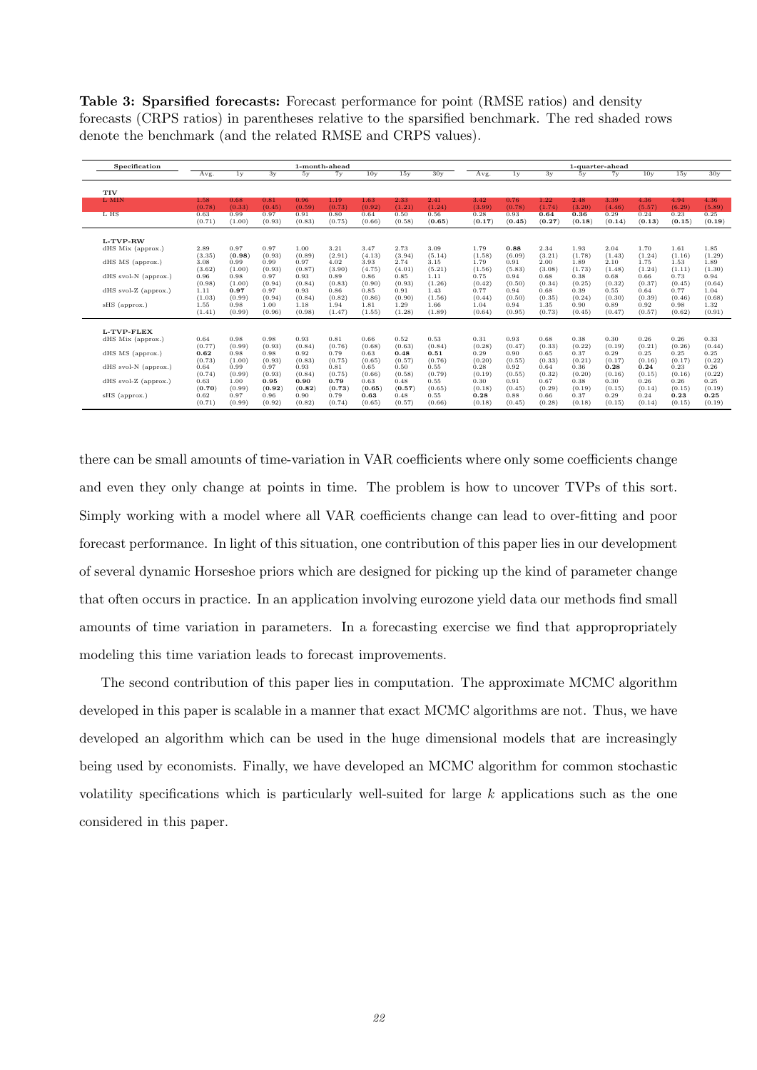**Table 3: Sparsified forecasts:** Forecast performance for point (RMSE ratios) and density forecasts (CRPS ratios) in parentheses relative to the sparsified benchmark. The red shaded rows denote the benchmark (and the related RMSE and CRPS values).

| Specification | 1-month-ahead | | | | | | | | 1-quarter-ahead | | | | | | | |
|---|---|---|---|---|---|---|---|---|---|---|---|---|---|---|---|---|
| | Avg. | 1y | 3y | 5y | 7y | 10y | 15y | 30y | Avg. | 1y | 3y | 5y | 7y | 10y | 15y | 30y |
| **TIV** | | | | | | | | | | | | | | | | |
| L MIN | 1.58 | 0.68 | 0.81 | 0.96 | 1.19 | 1.63 | 2.33 | 2.41 | 3.42 | 0.76 | 1.22 | 2.48 | 3.39 | 4.36 | 4.94 | 4.36 |
| | (0.78) | (0.33) | (0.45) | (0.59) | (0.73) | (0.92) | (1.21) | (1.24) | (3.99) | (0.78) | (1.74) | (3.20) | (4.46) | (5.57) | (6.29) | (5.89) |
| L HS | 0.63 | 0.99 | 0.97 | 0.91 | 0.80 | 0.64 | 0.50 | 0.56 | 0.28 | 0.93 | **0.64** | **0.36** | 0.29 | 0.24 | 0.23 | 0.25 |
| | (0.71) | (1.00) | (0.93) | (0.83) | (0.75) | (0.66) | (0.58) | **(0.65)** | **(0.17)** | **(0.45)** | **(0.27)** | **(0.18)** | **(0.14)** | **(0.13)** | **(0.15)** | **(0.19)** |
| **L-TVP-RW** | | | | | | | | | | | | | | | | |
| dHS Mix (approx.) | 2.89 | 0.97 | 0.97 | 1.00 | 3.21 | 3.47 | 2.73 | 3.09 | 1.79 | **0.88** | 2.34 | 1.93 | 2.04 | 1.70 | 1.61 | 1.85 |
| | (3.35) | **(0.98)** | (0.93) | (0.89) | (2.91) | (4.13) | (3.94) | (5.14) | (1.58) | (6.09) | (3.21) | (1.78) | (1.43) | (1.24) | (1.16) | (1.29) |
| dHS MS (approx.) | 3.08 | 0.99 | 0.99 | 0.97 | 4.02 | 3.93 | 2.74 | 3.15 | 1.79 | 0.91 | 2.00 | 1.89 | 2.10 | 1.75 | 1.53 | 1.89 |
| | (3.62) | (1.00) | (0.93) | (0.87) | (3.90) | (4.75) | (4.01) | (5.21) | (1.56) | (5.83) | (3.08) | (1.73) | (1.48) | (1.24) | (1.11) | (1.30) |
| dHS svol-N (approx.) | 0.96 | 0.98 | 0.97 | 0.93 | 0.89 | 0.86 | 0.85 | 1.11 | 0.75 | 0.94 | 0.68 | 0.38 | 0.68 | 0.66 | 0.73 | 0.94 |
| | (0.98) | (1.00) | (0.94) | (0.84) | (0.83) | (0.90) | (0.93) | (1.26) | (0.42) | (0.50) | (0.34) | (0.25) | (0.32) | (0.37) | (0.45) | (0.64) |
| dHS svol-Z (approx.) | 1.11 | **0.97** | 0.97 | 0.93 | 0.86 | 0.85 | 0.91 | 1.43 | 0.77 | 0.94 | 0.68 | 0.39 | 0.55 | 0.64 | 0.77 | 1.04 |
| | (1.03) | (0.99) | (0.94) | (0.84) | (0.82) | (0.86) | (0.90) | (1.56) | (0.44) | (0.50) | (0.35) | (0.24) | (0.30) | (0.39) | (0.46) | (0.68) |
| sHS (approx.) | 1.55 | 0.98 | 1.00 | 1.18 | 1.94 | 1.81 | 1.29 | 1.66 | 1.04 | 0.94 | 1.35 | 0.90 | 0.89 | 0.92 | 0.98 | 1.32 |
| | (1.41) | (0.99) | (0.96) | (0.98) | (1.47) | (1.55) | (1.28) | (1.89) | (0.64) | (0.95) | (0.73) | (0.45) | (0.47) | (0.57) | (0.62) | (0.91) |
| **L-TVP-FLEX** | | | | | | | | | | | | | | | | |
| dHS Mix (approx.) | 0.64 | 0.98 | 0.98 | 0.93 | 0.81 | 0.66 | 0.52 | 0.53 | 0.31 | 0.93 | 0.68 | 0.38 | 0.30 | 0.26 | 0.26 | 0.33 |
| | (0.77) | (0.99) | (0.93) | (0.84) | (0.76) | (0.68) | (0.63) | (0.84) | (0.28) | (0.47) | (0.33) | (0.22) | (0.19) | (0.21) | (0.26) | (0.44) |
| dHS MS (approx.) | **0.62** | 0.98 | 0.98 | 0.92 | 0.79 | 0.63 | **0.48** | **0.51** | 0.29 | 0.90 | 0.65 | 0.37 | 0.29 | 0.25 | 0.25 | 0.25 |
| | (0.73) | (1.00) | (0.93) | (0.83) | (0.75) | (0.65) | (0.57) | (0.76) | (0.20) | (0.55) | (0.33) | (0.21) | (0.17) | (0.16) | (0.17) | (0.22) |
| dHS svol-N (approx.) | 0.64 | 0.99 | 0.97 | 0.93 | 0.81 | 0.65 | 0.50 | 0.55 | 0.28 | 0.92 | 0.64 | 0.36 | **0.28** | **0.24** | 0.23 | 0.26 |
| | (0.74) | (0.99) | (0.93) | (0.84) | (0.75) | (0.66) | (0.58) | (0.79) | (0.19) | (0.55) | (0.32) | (0.20) | (0.16) | (0.15) | (0.16) | (0.22) |
| dHS svol-Z (approx.) | 0.63 | 1.00 | **0.95** | **0.90** | **0.79** | 0.63 | 0.48 | 0.55 | 0.30 | 0.91 | 0.67 | 0.38 | 0.30 | 0.26 | 0.26 | 0.25 |
| | **(0.70)** | (0.99) | **(0.92)** | **(0.82)** | **(0.73)** | **(0.65)** | **(0.57)** | (0.65) | (0.18) | (0.45) | (0.29) | (0.19) | (0.15) | (0.14) | (0.15) | (0.19) |
| sHS (approx.) | 0.62 | 0.97 | 0.96 | 0.90 | 0.79 | **0.63** | 0.48 | 0.55 | **0.28** | 0.88 | 0.66 | 0.37 | 0.29 | 0.24 | **0.23** | **0.25** |
| | (0.71) | (0.99) | (0.92) | (0.82) | (0.74) | (0.65) | (0.57) | (0.66) | (0.18) | (0.45) | (0.28) | (0.18) | (0.15) | (0.14) | (0.15) | (0.19) |

there can be small amounts of time-variation in VAR coefficients where only some coefficients change and even they only change at points in time. The problem is how to uncover TVPs of this sort. Simply working with a model where all VAR coefficients change can lead to over-fitting and poor forecast performance. In light of this situation, one contribution of this paper lies in our development of several dynamic Horseshoe priors which are designed for picking up the kind of parameter change that often occurs in practice. In an application involving eurozone yield data our methods find small amounts of time variation in parameters. In a forecasting exercise we find that approppropriately modeling this time variation leads to forecast improvements.

The second contribution of this paper lies in computation. The approximate MCMC algorithm developed in this paper is scalable in a manner that exact MCMC algorithms are not. Thus, we have developed an algorithm which can be used in the huge dimensional models that are increasingly being used by economists. Finally, we have developed an MCMC algorithm for common stochastic volatility specifications which is particularly well-suited for large $k$ applications such as the one considered in this paper.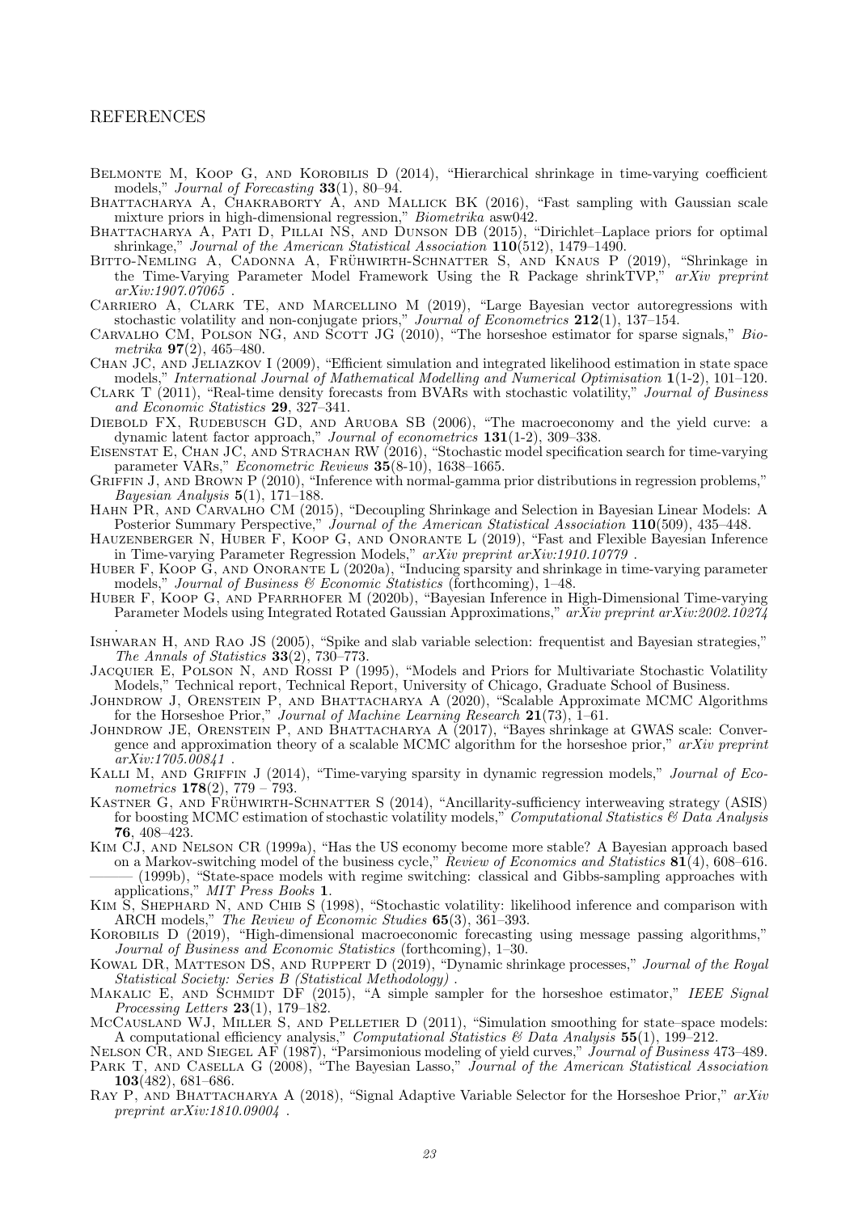## REFERENCES

Belmonte M, Koop G, and Korobilis D (2014), "Hierarchical shrinkage in time-varying coefficient models," *Journal of Forecasting* **33**(1), 80–94.

Bhattacharya A, Chakraborty A, and Mallick BK (2016), "Fast sampling with Gaussian scale mixture priors in high-dimensional regression," *Biometrika* asw042.

Bhattacharya A, Pati D, Pillai NS, and Dunson DB (2015), "Dirichlet–Laplace priors for optimal shrinkage," *Journal of the American Statistical Association* **110**(512), 1479–1490.

Bitto-Nemling A, Cadonna A, Frühwirth-Schnatter S, and Knaus P (2019), "Shrinkage in the Time-Varying Parameter Model Framework Using the R Package shrinkTVP," *arXiv preprint arXiv:1907.07065* .

Carriero A, Clark TE, and Marcellino M (2019), "Large Bayesian vector autoregressions with stochastic volatility and non-conjugate priors," *Journal of Econometrics* **212**(1), 137–154.

Carvalho CM, Polson NG, and Scott JG (2010), "The horseshoe estimator for sparse signals," *Biometrika* **97**(2), 465–480.

Chan JC, and Jeliazkov I (2009), "Efficient simulation and integrated likelihood estimation in state space models," *International Journal of Mathematical Modelling and Numerical Optimisation* **1**(1-2), 101–120.

Clark T (2011), "Real-time density forecasts from BVARs with stochastic volatility," *Journal of Business and Economic Statistics* **29**, 327–341.

Diebold FX, Rudebusch GD, and Aruoba SB (2006), "The macroeconomy and the yield curve: a dynamic latent factor approach," *Journal of econometrics* **131**(1-2), 309–338.

Eisenstat E, Chan JC, and Strachan RW (2016), "Stochastic model specification search for time-varying parameter VARs," *Econometric Reviews* **35**(8-10), 1638–1665.

Griffin J, and Brown P (2010), "Inference with normal-gamma prior distributions in regression problems," *Bayesian Analysis* **5**(1), 171–188.

Hahn PR, and Carvalho CM (2015), "Decoupling Shrinkage and Selection in Bayesian Linear Models: A Posterior Summary Perspective," *Journal of the American Statistical Association* **110**(509), 435–448.

Hauzenberger N, Huber F, Koop G, and Onorante L (2019), "Fast and Flexible Bayesian Inference in Time-varying Parameter Regression Models," *arXiv preprint arXiv:1910.10779* .

Huber F, Koop G, and Onorante L (2020a), "Inducing sparsity and shrinkage in time-varying parameter models," *Journal of Business & Economic Statistics* (forthcoming), 1–48.

Huber F, Koop G, and Pfarrhofer M (2020b), "Bayesian Inference in High-Dimensional Time-varying Parameter Models using Integrated Rotated Gaussian Approximations," *arXiv preprint arXiv:2002.10274* .

Ishwaran H, and Rao JS (2005), "Spike and slab variable selection: frequentist and Bayesian strategies," *The Annals of Statistics* **33**(2), 730–773.

Jacquier E, Polson N, and Rossi P (1995), "Models and Priors for Multivariate Stochastic Volatility Models," Technical report, Technical Report, University of Chicago, Graduate School of Business.

Johndrow J, Orenstein P, and Bhattacharya A (2020), "Scalable Approximate MCMC Algorithms for the Horseshoe Prior," *Journal of Machine Learning Research* **21**(73), 1–61.

Johndrow JE, Orenstein P, and Bhattacharya A (2017), "Bayes shrinkage at GWAS scale: Convergence and approximation theory of a scalable MCMC algorithm for the horseshoe prior," *arXiv preprint arXiv:1705.00841* .

Kalli M, and Griffin J (2014), "Time-varying sparsity in dynamic regression models," *Journal of Econometrics* **178**(2), 779 – 793.

Kastner G, and Frühwirth-Schnatter S (2014), "Ancillarity-sufficiency interweaving strategy (ASIS) for boosting MCMC estimation of stochastic volatility models," *Computational Statistics & Data Analysis* **76**, 408–423.

Kim CJ, and Nelson CR (1999a), "Has the US economy become more stable? A Bayesian approach based on a Markov-switching model of the business cycle," *Review of Economics and Statistics* **81**(4), 608–616.

——— (1999b), "State-space models with regime switching: classical and Gibbs-sampling approaches with applications," *MIT Press Books* **1**.

Kim S, Shephard N, and Chib S (1998), "Stochastic volatility: likelihood inference and comparison with ARCH models," *The Review of Economic Studies* **65**(3), 361–393.

Korobilis D (2019), "High-dimensional macroeconomic forecasting using message passing algorithms," *Journal of Business and Economic Statistics* (forthcoming), 1–30.

Kowal DR, Matteson DS, and Ruppert D (2019), "Dynamic shrinkage processes," *Journal of the Royal Statistical Society: Series B (Statistical Methodology)* .

Makalic E, and Schmidt DF (2015), "A simple sampler for the horseshoe estimator," *IEEE Signal Processing Letters* **23**(1), 179–182.

McCausland WJ, Miller S, and Pelletier D (2011), "Simulation smoothing for state–space models: A computational efficiency analysis," *Computational Statistics & Data Analysis* **55**(1), 199–212.

Nelson CR, and Siegel AF (1987), "Parsimonious modeling of yield curves," *Journal of Business* 473–489.

Park T, and Casella G (2008), "The Bayesian Lasso," *Journal of the American Statistical Association* **103**(482), 681–686.

Ray P, and Bhattacharya A (2018), "Signal Adaptive Variable Selector for the Horseshoe Prior," *arXiv preprint arXiv:1810.09004* .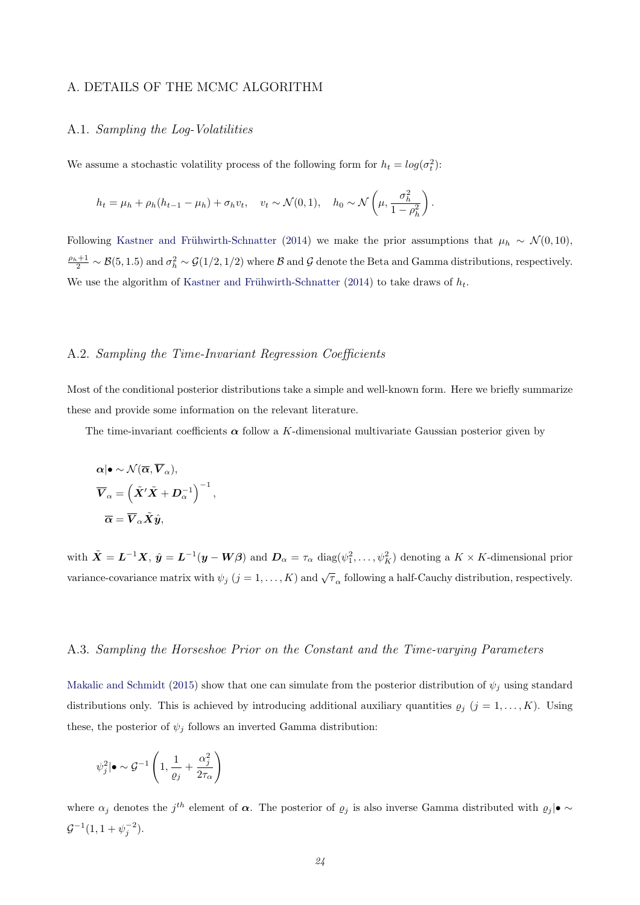# A. DETAILS OF THE MCMC ALGORITHM

## A.1. *Sampling the Log-Volatilities*

We assume a stochastic volatility process of the following form for $h_t = log(\sigma_t^2)$:

$$h_t = \mu_h + \rho_h(h_{t-1} - \mu_h) + \sigma_h v_t, \quad v_t \sim \mathcal{N}(0,1), \quad h_0 \sim \mathcal{N}\left(\mu, \frac{\sigma_h^2}{1-\rho_h^2}\right).$$

Following Kastner and Frühwirth-Schnatter (2014) we make the prior assumptions that $\mu_h \sim \mathcal{N}(0, 10)$, $\frac{\rho_h+1}{2} \sim \mathcal{B}(5, 1.5)$ and $\sigma_h^2 \sim \mathcal{G}(1/2, 1/2)$ where $\mathcal{B}$ and $\mathcal{G}$ denote the Beta and Gamma distributions, respectively. We use the algorithm of Kastner and Frühwirth-Schnatter (2014) to take draws of $h_t$.

## A.2. *Sampling the Time-Invariant Regression Coefficients*

Most of the conditional posterior distributions take a simple and well-known form. Here we briefly summarize these and provide some information on the relevant literature.

The time-invariant coefficients $\boldsymbol{\alpha}$ follow a $K$-dimensional multivariate Gaussian posterior given by

$$\boldsymbol{\alpha}|\bullet \sim \mathcal{N}(\overline{\boldsymbol{\alpha}}, \overline{\boldsymbol{V}}_\alpha),$$

$$\overline{\boldsymbol{V}}_\alpha = \left(\tilde{\boldsymbol{X}}'\tilde{\boldsymbol{X}} + \boldsymbol{D}_\alpha^{-1}\right)^{-1},$$

$$\overline{\boldsymbol{\alpha}} = \overline{\boldsymbol{V}}_\alpha \tilde{\boldsymbol{X}}\hat{\boldsymbol{y}},$$

with $\tilde{\boldsymbol{X}} = \boldsymbol{L}^{-1}\boldsymbol{X}$, $\hat{\boldsymbol{y}} = \boldsymbol{L}^{-1}(\boldsymbol{y} - \boldsymbol{W}\boldsymbol{\beta})$ and $\boldsymbol{D}_\alpha = \tau_\alpha \text{ diag}(\psi_1^2, \ldots, \psi_K^2)$ denoting a $K \times K$-dimensional prior variance-covariance matrix with $\psi_j$ $(j = 1, \ldots, K)$ and $\sqrt{\tau}_\alpha$ following a half-Cauchy distribution, respectively.

## A.3. *Sampling the Horseshoe Prior on the Constant and the Time-varying Parameters*

Makalic and Schmidt (2015) show that one can simulate from the posterior distribution of $\psi_j$ using standard distributions only. This is achieved by introducing additional auxiliary quantities $\varrho_j$ $(j = 1, \ldots, K)$. Using these, the posterior of $\psi_j$ follows an inverted Gamma distribution:

$$\psi_j^2|\bullet \sim \mathcal{G}^{-1}\left(1, \frac{1}{\varrho_j} + \frac{\alpha_j^2}{2\tau_\alpha}\right)$$

where $\alpha_j$ denotes the $j^{th}$ element of $\boldsymbol{\alpha}$. The posterior of $\varrho_j$ is also inverse Gamma distributed with $\varrho_j|\bullet \sim \mathcal{G}^{-1}(1, 1 + \psi_j^{-2})$.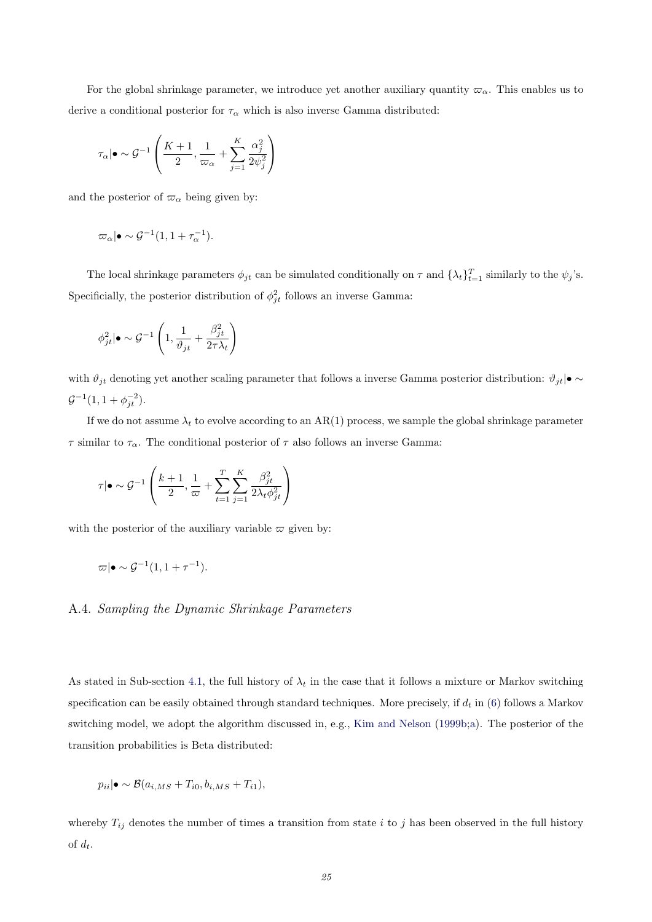For the global shrinkage parameter, we introduce yet another auxiliary quantity $\varpi_\alpha$. This enables us to derive a conditional posterior for $\tau_\alpha$ which is also inverse Gamma distributed:

$$\tau_\alpha|\bullet \sim \mathcal{G}^{-1}\left(\frac{K+1}{2}, \frac{1}{\varpi_\alpha} + \sum_{j=1}^{K} \frac{\alpha_j^2}{2\psi_j^2}\right)$$

and the posterior of $\varpi_\alpha$ being given by:

$$\varpi_\alpha|\bullet \sim \mathcal{G}^{-1}(1, 1 + \tau_\alpha^{-1}).$$

The local shrinkage parameters $\phi_{jt}$ can be simulated conditionally on $\tau$ and $\{\lambda_t\}_{t=1}^T$ similarly to the $\psi_j$'s. Specificially, the posterior distribution of $\phi_{jt}^2$ follows an inverse Gamma:

$$\phi_{jt}^2|\bullet \sim \mathcal{G}^{-1}\left(1, \frac{1}{\vartheta_{jt}} + \frac{\beta_{jt}^2}{2\tau\lambda_t}\right)$$

with $\vartheta_{jt}$ denoting yet another scaling parameter that follows a inverse Gamma posterior distribution: $\vartheta_{jt}|\bullet \sim \mathcal{G}^{-1}(1, 1 + \phi_{jt}^{-2})$.

If we do not assume $\lambda_t$ to evolve according to an AR(1) process, we sample the global shrinkage parameter $\tau$ similar to $\tau_\alpha$. The conditional posterior of $\tau$ also follows an inverse Gamma:

$$\tau|\bullet \sim \mathcal{G}^{-1}\left(\frac{k+1}{2}, \frac{1}{\varpi} + \sum_{t=1}^{T}\sum_{j=1}^{K} \frac{\beta_{jt}^2}{2\lambda_t\phi_{jt}^2}\right)$$

with the posterior of the auxiliary variable $\varpi$ given by:

$$\varpi|\bullet \sim \mathcal{G}^{-1}(1, 1 + \tau^{-1}).$$

### A.4. *Sampling the Dynamic Shrinkage Parameters*

As stated in Sub-section 4.1, the full history of $\lambda_t$ in the case that it follows a mixture or Markov switching specification can be easily obtained through standard techniques. More precisely, if $d_t$ in (6) follows a Markov switching model, we adopt the algorithm discussed in, e.g., Kim and Nelson (1999b;a). The posterior of the transition probabilities is Beta distributed:

$$p_{ii}|\bullet \sim \mathcal{B}(a_{i,MS} + T_{i0}, b_{i,MS} + T_{i1}),$$

whereby $T_{ij}$ denotes the number of times a transition from state $i$ to $j$ has been observed in the full history of $d_t$.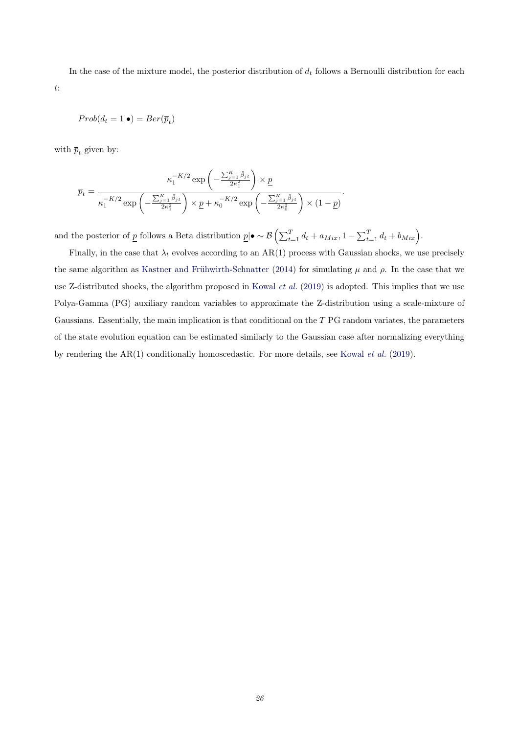In the case of the mixture model, the posterior distribution of $d_t$ follows a Bernoulli distribution for each $t$:

$$Prob(d_t = 1|\bullet) = Ber(\overline{p}_t)$$

with $\overline{p}_t$ given by:

$$\overline{p}_t = \frac{\kappa_1^{-K/2} \exp\left(-\frac{\sum_{j=1}^K \hat{\beta}_{jt}}{2\kappa_1^2}\right) \times \underline{p}}{\kappa_1^{-K/2} \exp\left(-\frac{\sum_{j=1}^K \hat{\beta}_{jt}}{2\kappa_1^2}\right) \times \underline{p} + \kappa_0^{-K/2} \exp\left(-\frac{\sum_{j=1}^K \hat{\beta}_{jt}}{2\kappa_0^2}\right) \times (1 - \underline{p})}.$$

and the posterior of $\underline{p}$ follows a Beta distribution $\underline{p}|\bullet \sim \mathcal{B}\left(\sum_{t=1}^T d_t + a_{Mix}, 1 - \sum_{t=1}^T d_t + b_{Mix}\right)$.

Finally, in the case that $\lambda_t$ evolves according to an AR(1) process with Gaussian shocks, we use precisely the same algorithm as Kastner and Frühwirth-Schnatter (2014) for simulating $\mu$ and $\rho$. In the case that we use Z-distributed shocks, the algorithm proposed in Kowal *et al.* (2019) is adopted. This implies that we use Polya-Gamma (PG) auxiliary random variables to approximate the Z-distribution using a scale-mixture of Gaussians. Essentially, the main implication is that conditional on the $T$ PG random variates, the parameters of the state evolution equation can be estimated similarly to the Gaussian case after normalizing everything by rendering the AR(1) conditionally homoscedastic. For more details, see Kowal *et al.* (2019).